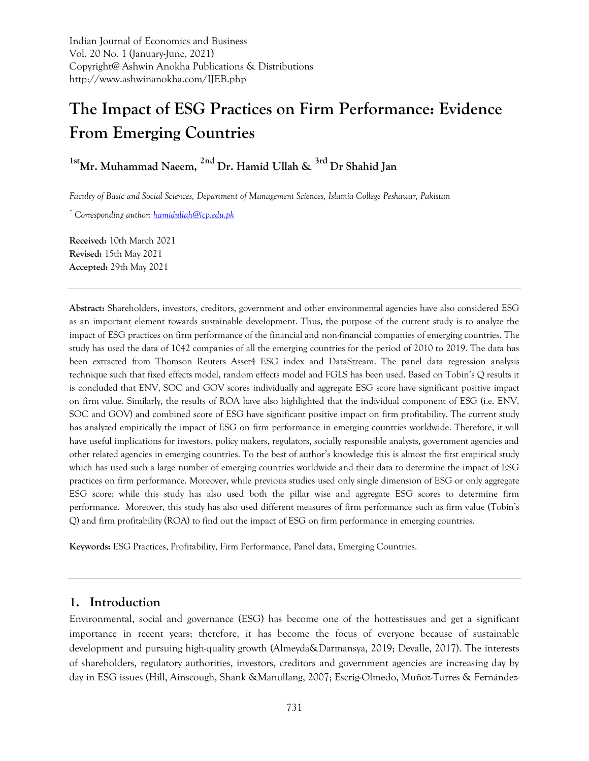Indian Journal of Economics and Business
Vol. 20 No. 1 (January-June, 2021)
Copyright@ Ashwin Anokha Publications & Distributions
http://www.ashwinanokha.com/IJEB.php

# The Impact of ESG Practices on Firm Performance: Evidence From Emerging Countries

**1st Mr. Muhammad Naeem, 2nd Dr. Hamid Ullah & 3rd Dr Shahid Jan**

*Faculty of Basic and Social Sciences, Department of Management Sciences, Islamia College Peshawar, Pakistan*

*\* Corresponding author: hamidullah@icp.edu.pk*

**Received:** 10th March 2021
**Revised:** 15th May 2021
**Accepted:** 29th May 2021

---

**Abstract:** Shareholders, investors, creditors, government and other environmental agencies have also considered ESG as an important element towards sustainable development. Thus, the purpose of the current study is to analyze the impact of ESG practices on firm performance of the financial and non-financial companies of emerging countries. The study has used the data of 1042 companies of all the emerging countries for the period of 2010 to 2019. The data has been extracted from Thomson Reuters Asset4 ESG index and DataStream. The panel data regression analysis technique such that fixed effects model, random effects model and FGLS has been used. Based on Tobin's Q results it is concluded that ENV, SOC and GOV scores individually and aggregate ESG score have significant positive impact on firm value. Similarly, the results of ROA have also highlighted that the individual component of ESG (i.e. ENV, SOC and GOV) and combined score of ESG have significant positive impact on firm profitability. The current study has analyzed empirically the impact of ESG on firm performance in emerging countries worldwide. Therefore, it will have useful implications for investors, policy makers, regulators, socially responsible analysts, government agencies and other related agencies in emerging countries. To the best of author's knowledge this is almost the first empirical study which has used such a large number of emerging countries worldwide and their data to determine the impact of ESG practices on firm performance. Moreover, while previous studies used only single dimension of ESG or only aggregate ESG score; while this study has also used both the pillar wise and aggregate ESG scores to determine firm performance. Moreover, this study has also used different measures of firm performance such as firm value (Tobin's Q) and firm profitability (ROA) to find out the impact of ESG on firm performance in emerging countries.

**Keywords:** ESG Practices, Profitability, Firm Performance, Panel data, Emerging Countries.

---

## 1. Introduction

Environmental, social and governance (ESG) has become one of the hottestissues and get a significant importance in recent years; therefore, it has become the focus of everyone because of sustainable development and pursuing high-quality growth (Almeyda&Darmansya, 2019; Devalle, 2017). The interests of shareholders, regulatory authorities, investors, creditors and government agencies are increasing day by day in ESG issues (Hill, Ainscough, Shank &Manullang, 2007; Escrig-Olmedo, Muñoz-Torres & Fernández-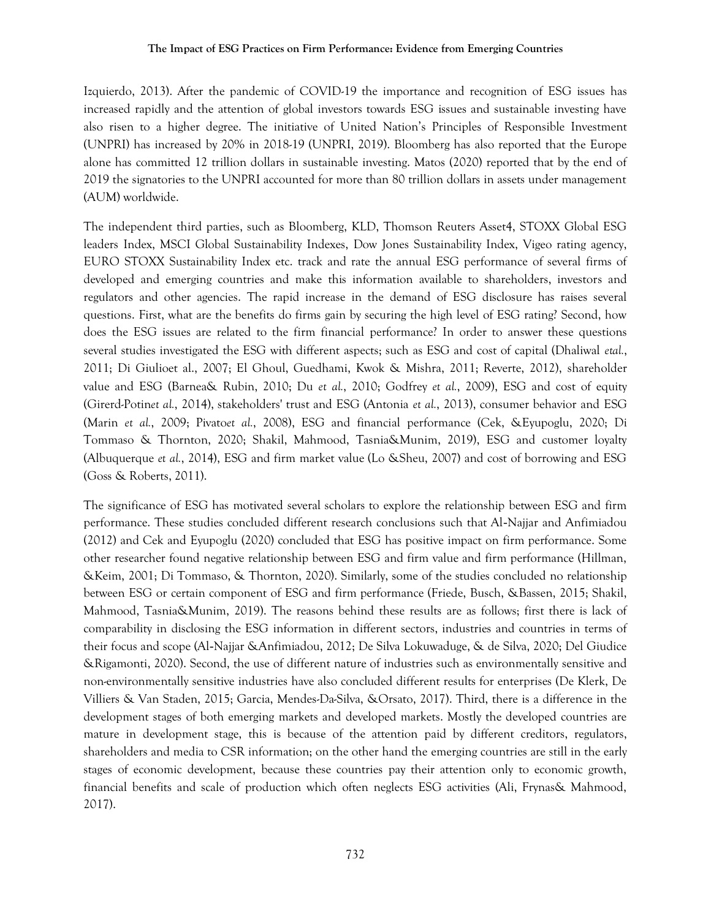Izquierdo, 2013). After the pandemic of COVID-19 the importance and recognition of ESG issues has increased rapidly and the attention of global investors towards ESG issues and sustainable investing have also risen to a higher degree. The initiative of United Nation's Principles of Responsible Investment (UNPRI) has increased by 20% in 2018-19 (UNPRI, 2019). Bloomberg has also reported that the Europe alone has committed 12 trillion dollars in sustainable investing. Matos (2020) reported that by the end of 2019 the signatories to the UNPRI accounted for more than 80 trillion dollars in assets under management (AUM) worldwide.

The independent third parties, such as Bloomberg, KLD, Thomson Reuters Asset4, STOXX Global ESG leaders Index, MSCI Global Sustainability Indexes, Dow Jones Sustainability Index, Vigeo rating agency, EURO STOXX Sustainability Index etc. track and rate the annual ESG performance of several firms of developed and emerging countries and make this information available to shareholders, investors and regulators and other agencies. The rapid increase in the demand of ESG disclosure has raises several questions. First, what are the benefits do firms gain by securing the high level of ESG rating? Second, how does the ESG issues are related to the firm financial performance? In order to answer these questions several studies investigated the ESG with different aspects; such as ESG and cost of capital (Dhaliwal *etal.*, 2011; Di Giulioet al., 2007; El Ghoul, Guedhami, Kwok & Mishra, 2011; Reverte, 2012), shareholder value and ESG (Barnea& Rubin, 2010; Du *et al.*, 2010; Godfrey *et al.*, 2009), ESG and cost of equity (Girerd-Potin*et al.*, 2014), stakeholders' trust and ESG (Antonia *et al.*, 2013), consumer behavior and ESG (Marin *et al.*, 2009; Pivato*et al.*, 2008), ESG and financial performance (Cek, &Eyupoglu, 2020; Di Tommaso & Thornton, 2020; Shakil, Mahmood, Tasnia&Munim, 2019), ESG and customer loyalty (Albuquerque *et al.*, 2014), ESG and firm market value (Lo &Sheu, 2007) and cost of borrowing and ESG (Goss & Roberts, 2011).

The significance of ESG has motivated several scholars to explore the relationship between ESG and firm performance. These studies concluded different research conclusions such that Al-Najjar and Anfimiadou (2012) and Cek and Eyupoglu (2020) concluded that ESG has positive impact on firm performance. Some other researcher found negative relationship between ESG and firm value and firm performance (Hillman, &Keim, 2001; Di Tommaso, & Thornton, 2020). Similarly, some of the studies concluded no relationship between ESG or certain component of ESG and firm performance (Friede, Busch, &Bassen, 2015; Shakil, Mahmood, Tasnia&Munim, 2019). The reasons behind these results are as follows; first there is lack of comparability in disclosing the ESG information in different sectors, industries and countries in terms of their focus and scope (Al-Najjar &Anfimiadou, 2012; De Silva Lokuwaduge, & de Silva, 2020; Del Giudice &Rigamonti, 2020). Second, the use of different nature of industries such as environmentally sensitive and non-environmentally sensitive industries have also concluded different results for enterprises (De Klerk, De Villiers & Van Staden, 2015; Garcia, Mendes-Da-Silva, &Orsato, 2017). Third, there is a difference in the development stages of both emerging markets and developed markets. Mostly the developed countries are mature in development stage, this is because of the attention paid by different creditors, regulators, shareholders and media to CSR information; on the other hand the emerging countries are still in the early stages of economic development, because these countries pay their attention only to economic growth, financial benefits and scale of production which often neglects ESG activities (Ali, Frynas& Mahmood, 2017).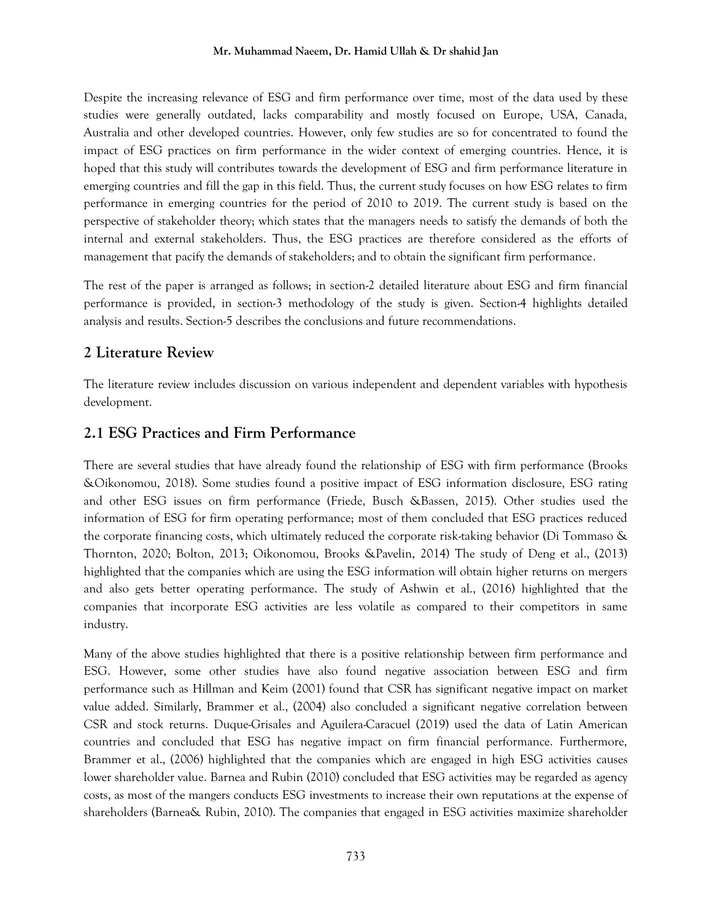Despite the increasing relevance of ESG and firm performance over time, most of the data used by these studies were generally outdated, lacks comparability and mostly focused on Europe, USA, Canada, Australia and other developed countries. However, only few studies are so for concentrated to found the impact of ESG practices on firm performance in the wider context of emerging countries. Hence, it is hoped that this study will contributes towards the development of ESG and firm performance literature in emerging countries and fill the gap in this field. Thus, the current study focuses on how ESG relates to firm performance in emerging countries for the period of 2010 to 2019. The current study is based on the perspective of stakeholder theory; which states that the managers needs to satisfy the demands of both the internal and external stakeholders. Thus, the ESG practices are therefore considered as the efforts of management that pacify the demands of stakeholders; and to obtain the significant firm performance.

The rest of the paper is arranged as follows; in section-2 detailed literature about ESG and firm financial performance is provided, in section-3 methodology of the study is given. Section-4 highlights detailed analysis and results. Section-5 describes the conclusions and future recommendations.

## 2 Literature Review

The literature review includes discussion on various independent and dependent variables with hypothesis development.

## 2.1 ESG Practices and Firm Performance

There are several studies that have already found the relationship of ESG with firm performance (Brooks &Oikonomou, 2018). Some studies found a positive impact of ESG information disclosure, ESG rating and other ESG issues on firm performance (Friede, Busch &Bassen, 2015). Other studies used the information of ESG for firm operating performance; most of them concluded that ESG practices reduced the corporate financing costs, which ultimately reduced the corporate risk-taking behavior (Di Tommaso & Thornton, 2020; Bolton, 2013; Oikonomou, Brooks &Pavelin, 2014) The study of Deng et al., (2013) highlighted that the companies which are using the ESG information will obtain higher returns on mergers and also gets better operating performance. The study of Ashwin et al., (2016) highlighted that the companies that incorporate ESG activities are less volatile as compared to their competitors in same industry.

Many of the above studies highlighted that there is a positive relationship between firm performance and ESG. However, some other studies have also found negative association between ESG and firm performance such as Hillman and Keim (2001) found that CSR has significant negative impact on market value added. Similarly, Brammer et al., (2004) also concluded a significant negative correlation between CSR and stock returns. Duque-Grisales and Aguilera-Caracuel (2019) used the data of Latin American countries and concluded that ESG has negative impact on firm financial performance. Furthermore, Brammer et al., (2006) highlighted that the companies which are engaged in high ESG activities causes lower shareholder value. Barnea and Rubin (2010) concluded that ESG activities may be regarded as agency costs, as most of the mangers conducts ESG investments to increase their own reputations at the expense of shareholders (Barnea& Rubin, 2010). The companies that engaged in ESG activities maximize shareholder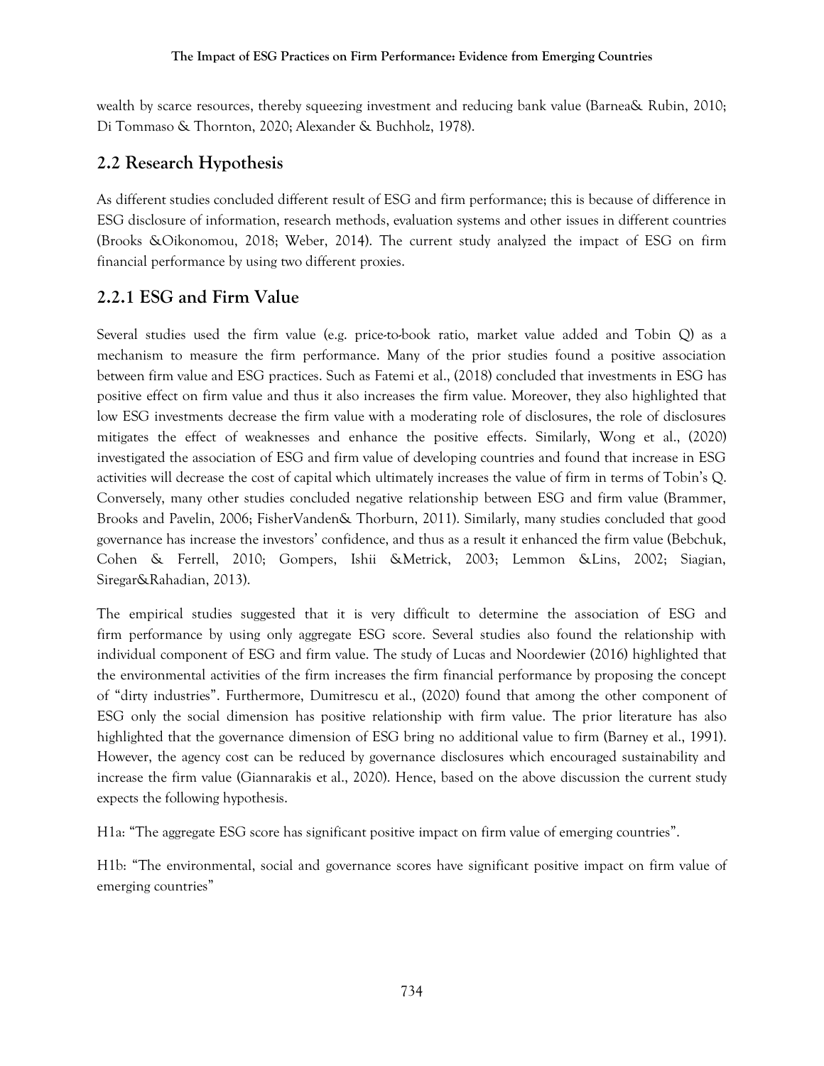wealth by scarce resources, thereby squeezing investment and reducing bank value (Barnea& Rubin, 2010; Di Tommaso & Thornton, 2020; Alexander & Buchholz, 1978).

## 2.2 Research Hypothesis

As different studies concluded different result of ESG and firm performance; this is because of difference in ESG disclosure of information, research methods, evaluation systems and other issues in different countries (Brooks &Oikonomou, 2018; Weber, 2014). The current study analyzed the impact of ESG on firm financial performance by using two different proxies.

### 2.2.1 ESG and Firm Value

Several studies used the firm value (e.g. price-to-book ratio, market value added and Tobin Q) as a mechanism to measure the firm performance. Many of the prior studies found a positive association between firm value and ESG practices. Such as Fatemi et al., (2018) concluded that investments in ESG has positive effect on firm value and thus it also increases the firm value. Moreover, they also highlighted that low ESG investments decrease the firm value with a moderating role of disclosures, the role of disclosures mitigates the effect of weaknesses and enhance the positive effects. Similarly, Wong et al., (2020) investigated the association of ESG and firm value of developing countries and found that increase in ESG activities will decrease the cost of capital which ultimately increases the value of firm in terms of Tobin's Q. Conversely, many other studies concluded negative relationship between ESG and firm value (Brammer, Brooks and Pavelin, 2006; FisherVanden& Thorburn, 2011). Similarly, many studies concluded that good governance has increase the investors' confidence, and thus as a result it enhanced the firm value (Bebchuk, Cohen & Ferrell, 2010; Gompers, Ishii &Metrick, 2003; Lemmon &Lins, 2002; Siagian, Siregar&Rahadian, 2013).

The empirical studies suggested that it is very difficult to determine the association of ESG and firm performance by using only aggregate ESG score. Several studies also found the relationship with individual component of ESG and firm value. The study of Lucas and Noordewier (2016) highlighted that the environmental activities of the firm increases the firm financial performance by proposing the concept of "dirty industries". Furthermore, Dumitrescu et al., (2020) found that among the other component of ESG only the social dimension has positive relationship with firm value. The prior literature has also highlighted that the governance dimension of ESG bring no additional value to firm (Barney et al., 1991). However, the agency cost can be reduced by governance disclosures which encouraged sustainability and increase the firm value (Giannarakis et al., 2020). Hence, based on the above discussion the current study expects the following hypothesis.

H1a: "The aggregate ESG score has significant positive impact on firm value of emerging countries".

H1b: "The environmental, social and governance scores have significant positive impact on firm value of emerging countries"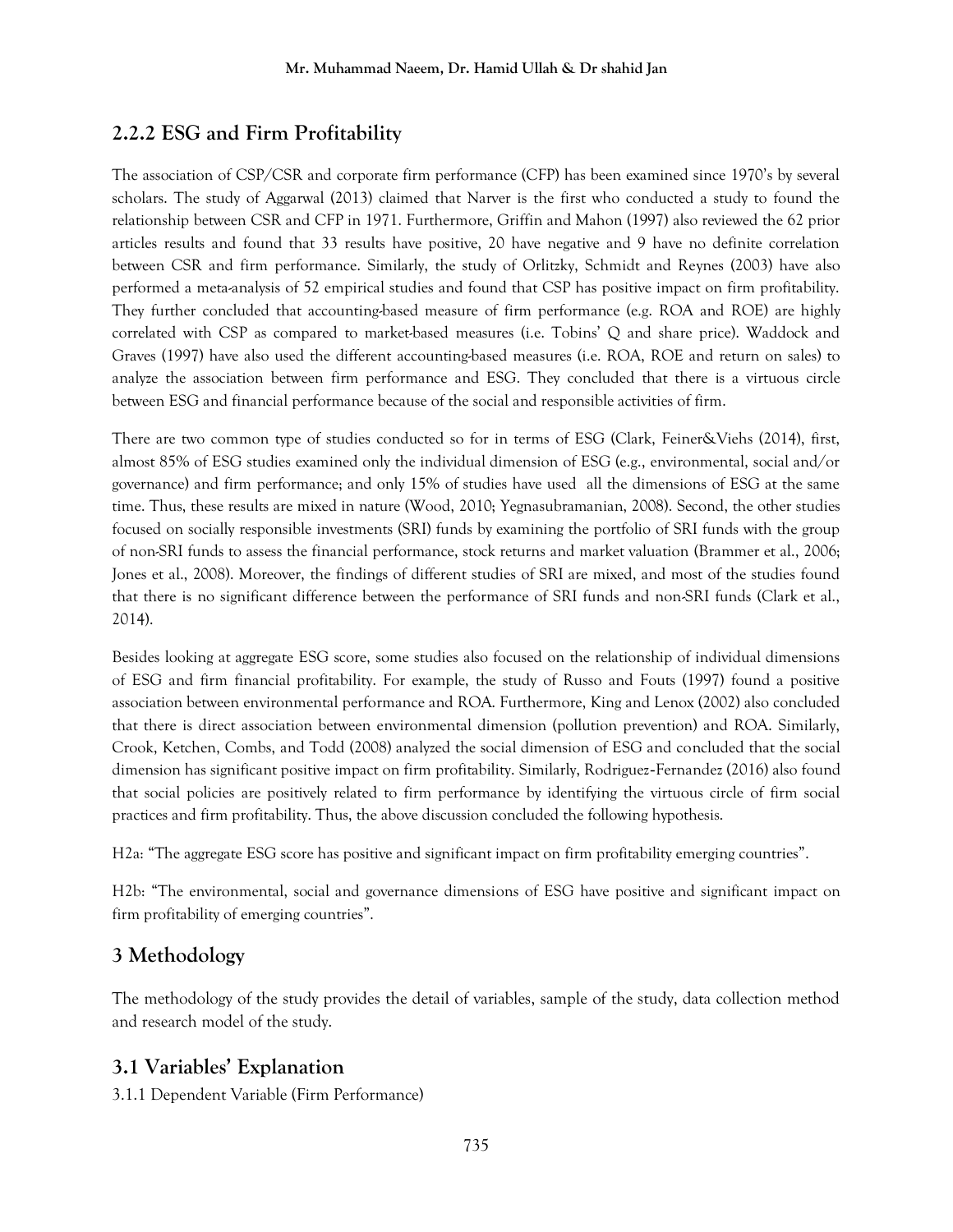## 2.2.2 ESG and Firm Profitability

The association of CSP/CSR and corporate firm performance (CFP) has been examined since 1970's by several scholars. The study of Aggarwal (2013) claimed that Narver is the first who conducted a study to found the relationship between CSR and CFP in 1971. Furthermore, Griffin and Mahon (1997) also reviewed the 62 prior articles results and found that 33 results have positive, 20 have negative and 9 have no definite correlation between CSR and firm performance. Similarly, the study of Orlitzky, Schmidt and Reynes (2003) have also performed a meta-analysis of 52 empirical studies and found that CSP has positive impact on firm profitability. They further concluded that accounting-based measure of firm performance (e.g. ROA and ROE) are highly correlated with CSP as compared to market-based measures (i.e. Tobins' Q and share price). Waddock and Graves (1997) have also used the different accounting-based measures (i.e. ROA, ROE and return on sales) to analyze the association between firm performance and ESG. They concluded that there is a virtuous circle between ESG and financial performance because of the social and responsible activities of firm.

There are two common type of studies conducted so for in terms of ESG (Clark, Feiner&Viehs (2014), first, almost 85% of ESG studies examined only the individual dimension of ESG (e.g., environmental, social and/or governance) and firm performance; and only 15% of studies have used all the dimensions of ESG at the same time. Thus, these results are mixed in nature (Wood, 2010; Yegnasubramanian, 2008). Second, the other studies focused on socially responsible investments (SRI) funds by examining the portfolio of SRI funds with the group of non-SRI funds to assess the financial performance, stock returns and market valuation (Brammer et al., 2006; Jones et al., 2008). Moreover, the findings of different studies of SRI are mixed, and most of the studies found that there is no significant difference between the performance of SRI funds and non-SRI funds (Clark et al., 2014).

Besides looking at aggregate ESG score, some studies also focused on the relationship of individual dimensions of ESG and firm financial profitability. For example, the study of Russo and Fouts (1997) found a positive association between environmental performance and ROA. Furthermore, King and Lenox (2002) also concluded that there is direct association between environmental dimension (pollution prevention) and ROA. Similarly, Crook, Ketchen, Combs, and Todd (2008) analyzed the social dimension of ESG and concluded that the social dimension has significant positive impact on firm profitability. Similarly, Rodriguez-Fernandez (2016) also found that social policies are positively related to firm performance by identifying the virtuous circle of firm social practices and firm profitability. Thus, the above discussion concluded the following hypothesis.

H2a: "The aggregate ESG score has positive and significant impact on firm profitability emerging countries".

H2b: "The environmental, social and governance dimensions of ESG have positive and significant impact on firm profitability of emerging countries".

# 3 Methodology

The methodology of the study provides the detail of variables, sample of the study, data collection method and research model of the study.

## 3.1 Variables' Explanation

3.1.1 Dependent Variable (Firm Performance)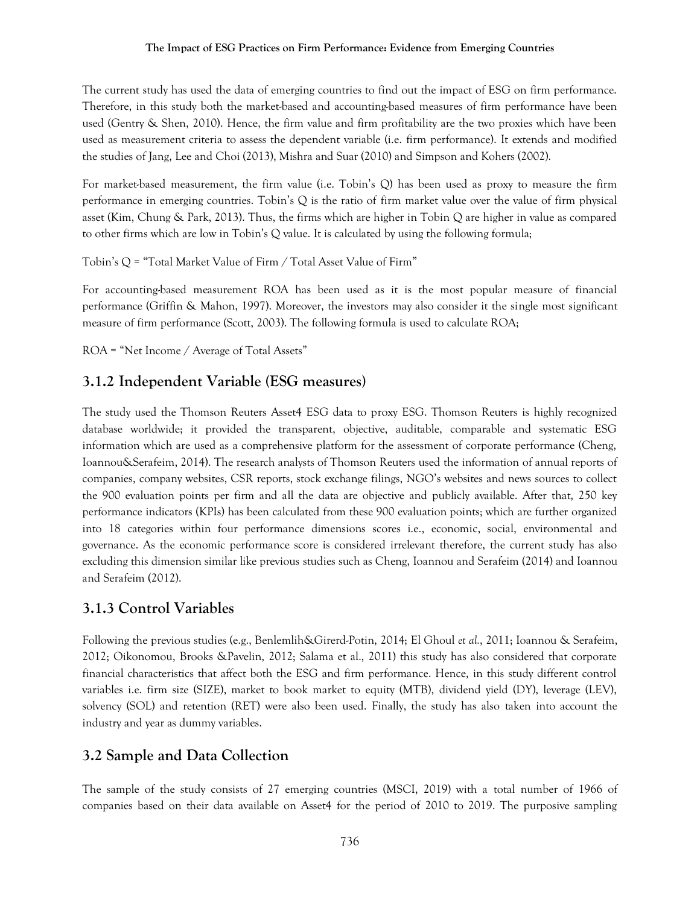The current study has used the data of emerging countries to find out the impact of ESG on firm performance. Therefore, in this study both the market-based and accounting-based measures of firm performance have been used (Gentry & Shen, 2010). Hence, the firm value and firm profitability are the two proxies which have been used as measurement criteria to assess the dependent variable (i.e. firm performance). It extends and modified the studies of Jang, Lee and Choi (2013), Mishra and Suar (2010) and Simpson and Kohers (2002).

For market-based measurement, the firm value (i.e. Tobin's Q) has been used as proxy to measure the firm performance in emerging countries. Tobin's Q is the ratio of firm market value over the value of firm physical asset (Kim, Chung & Park, 2013). Thus, the firms which are higher in Tobin Q are higher in value as compared to other firms which are low in Tobin's Q value. It is calculated by using the following formula;

Tobin's Q = "Total Market Value of Firm / Total Asset Value of Firm"

For accounting-based measurement ROA has been used as it is the most popular measure of financial performance (Griffin & Mahon, 1997). Moreover, the investors may also consider it the single most significant measure of firm performance (Scott, 2003). The following formula is used to calculate ROA;

ROA = "Net Income / Average of Total Assets"

### 3.1.2 Independent Variable (ESG measures)

The study used the Thomson Reuters Asset4 ESG data to proxy ESG. Thomson Reuters is highly recognized database worldwide; it provided the transparent, objective, auditable, comparable and systematic ESG information which are used as a comprehensive platform for the assessment of corporate performance (Cheng, Ioannou&Serafeim, 2014). The research analysts of Thomson Reuters used the information of annual reports of companies, company websites, CSR reports, stock exchange filings, NGO's websites and news sources to collect the 900 evaluation points per firm and all the data are objective and publicly available. After that, 250 key performance indicators (KPIs) has been calculated from these 900 evaluation points; which are further organized into 18 categories within four performance dimensions scores i.e., economic, social, environmental and governance. As the economic performance score is considered irrelevant therefore, the current study has also excluding this dimension similar like previous studies such as Cheng, Ioannou and Serafeim (2014) and Ioannou and Serafeim (2012).

### 3.1.3 Control Variables

Following the previous studies (e.g., Benlemlih&Girerd-Potin, 2014; El Ghoul *et al.*, 2011; Ioannou & Serafeim, 2012; Oikonomou, Brooks &Pavelin, 2012; Salama et al., 2011) this study has also considered that corporate financial characteristics that affect both the ESG and firm performance. Hence, in this study different control variables i.e. firm size (SIZE), market to book market to equity (MTB), dividend yield (DY), leverage (LEV), solvency (SOL) and retention (RET) were also been used. Finally, the study has also taken into account the industry and year as dummy variables.

## 3.2 Sample and Data Collection

The sample of the study consists of 27 emerging countries (MSCI, 2019) with a total number of 1966 of companies based on their data available on Asset4 for the period of 2010 to 2019. The purposive sampling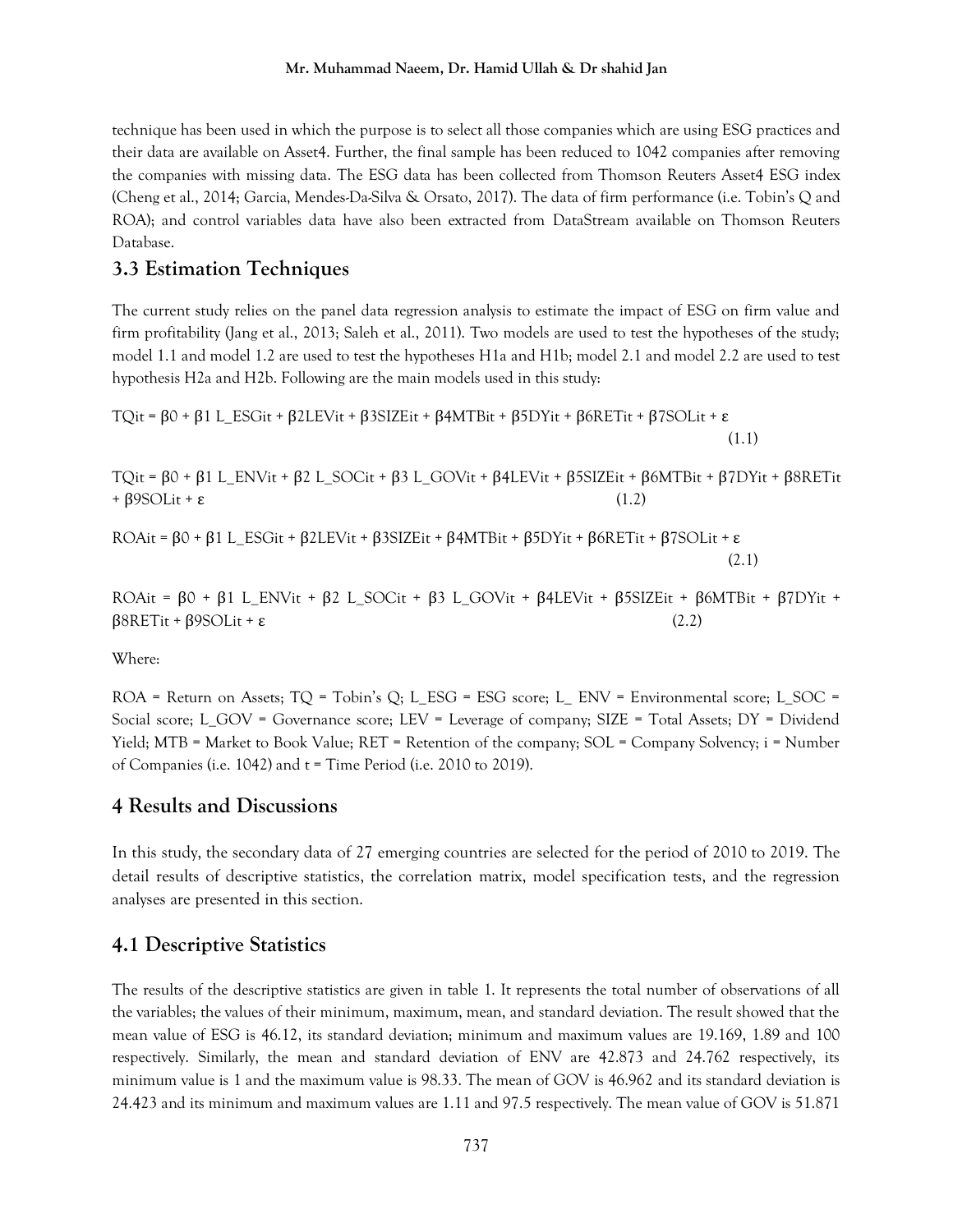technique has been used in which the purpose is to select all those companies which are using ESG practices and their data are available on Asset4. Further, the final sample has been reduced to 1042 companies after removing the companies with missing data. The ESG data has been collected from Thomson Reuters Asset4 ESG index (Cheng et al., 2014; Garcia, Mendes-Da-Silva & Orsato, 2017). The data of firm performance (i.e. Tobin's Q and ROA); and control variables data have also been extracted from DataStream available on Thomson Reuters Database.

## 3.3 Estimation Techniques

The current study relies on the panel data regression analysis to estimate the impact of ESG on firm value and firm profitability (Jang et al., 2013; Saleh et al., 2011). Two models are used to test the hypotheses of the study; model 1.1 and model 1.2 are used to test the hypotheses H1a and H1b; model 2.1 and model 2.2 are used to test hypothesis H2a and H2b. Following are the main models used in this study:

$$TQ_{it} = \beta_0 + \beta_1 L\_ESG_{it} + \beta_2 LEV_{it} + \beta_3 SIZE_{it} + \beta_4 MTB_{it} + \beta_5 DY_{it} + \beta_6 RET_{it} + \beta_7 SOL_{it} + \varepsilon \quad (1.1)$$

$$TQ_{it} = \beta_0 + \beta_1 L\_ENV_{it} + \beta_2 L\_SOC_{it} + \beta_3 L\_GOV_{it} + \beta_4 LEV_{it} + \beta_5 SIZE_{it} + \beta_6 MTB_{it} + \beta_7 DY_{it} + \beta_8 RET_{it} + \beta_9 SOL_{it} + \varepsilon \quad (1.2)$$

$$ROA_{it} = \beta_0 + \beta_1 L\_ESG_{it} + \beta_2 LEV_{it} + \beta_3 SIZE_{it} + \beta_4 MTB_{it} + \beta_5 DY_{it} + \beta_6 RET_{it} + \beta_7 SOL_{it} + \varepsilon \quad (2.1)$$

$$ROA_{it} = \beta_0 + \beta_1 L\_ENV_{it} + \beta_2 L\_SOC_{it} + \beta_3 L\_GOV_{it} + \beta_4 LEV_{it} + \beta_5 SIZE_{it} + \beta_6 MTB_{it} + \beta_7 DY_{it} + \beta_8 RET_{it} + \beta_9 SOL_{it} + \varepsilon \quad (2.2)$$

Where:

ROA = Return on Assets; TQ = Tobin's Q; L_ESG = ESG score; L_ ENV = Environmental score; L_SOC = Social score; L_GOV = Governance score; LEV = Leverage of company; SIZE = Total Assets; DY = Dividend Yield; MTB = Market to Book Value; RET = Retention of the company; SOL = Company Solvency; i = Number of Companies (i.e. 1042) and t = Time Period (i.e. 2010 to 2019).

# 4 Results and Discussions

In this study, the secondary data of 27 emerging countries are selected for the period of 2010 to 2019. The detail results of descriptive statistics, the correlation matrix, model specification tests, and the regression analyses are presented in this section.

## 4.1 Descriptive Statistics

The results of the descriptive statistics are given in table 1. It represents the total number of observations of all the variables; the values of their minimum, maximum, mean, and standard deviation. The result showed that the mean value of ESG is 46.12, its standard deviation; minimum and maximum values are 19.169, 1.89 and 100 respectively. Similarly, the mean and standard deviation of ENV are 42.873 and 24.762 respectively, its minimum value is 1 and the maximum value is 98.33. The mean of GOV is 46.962 and its standard deviation is 24.423 and its minimum and maximum values are 1.11 and 97.5 respectively. The mean value of GOV is 51.871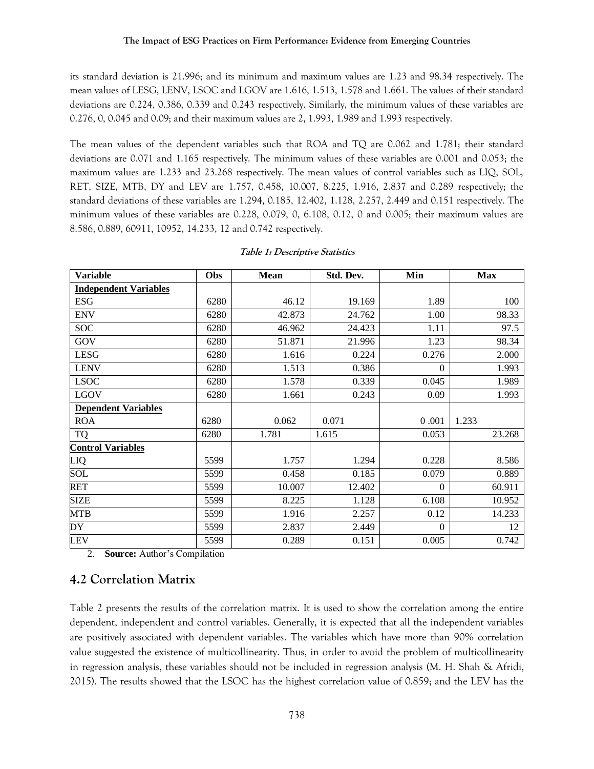its standard deviation is 21.996; and its minimum and maximum values are 1.23 and 98.34 respectively. The mean values of LESG, LENV, LSOC and LGOV are 1.616, 1.513, 1.578 and 1.661. The values of their standard deviations are 0.224, 0.386, 0.339 and 0.243 respectively. Similarly, the minimum values of these variables are 0.276, 0, 0.045 and 0.09; and their maximum values are 2, 1.993, 1.989 and 1.993 respectively.

The mean values of the dependent variables such that ROA and TQ are 0.062 and 1.781; their standard deviations are 0.071 and 1.165 respectively. The minimum values of these variables are 0.001 and 0.053; the maximum values are 1.233 and 23.268 respectively. The mean values of control variables such as LIQ, SOL, RET, SIZE, MTB, DY and LEV are 1.757, 0.458, 10.007, 8.225, 1.916, 2.837 and 0.289 respectively; the standard deviations of these variables are 1.294, 0.185, 12.402, 1.128, 2.257, 2.449 and 0.151 respectively. The minimum values of these variables are 0.228, 0.079, 0, 6.108, 0.12, 0 and 0.005; their maximum values are 8.586, 0.889, 60911, 10952, 14.233, 12 and 0.742 respectively.

***Table 1: Descriptive Statistics***

| Variable | Obs | Mean | Std. Dev. | Min | Max |
|---|---|---|---|---|---|
| **Independent Variables** | | | | | |
| ESG | 6280 | 46.12 | 19.169 | 1.89 | 100 |
| ENV | 6280 | 42.873 | 24.762 | 1.00 | 98.33 |
| SOC | 6280 | 46.962 | 24.423 | 1.11 | 97.5 |
| GOV | 6280 | 51.871 | 21.996 | 1.23 | 98.34 |
| LESG | 6280 | 1.616 | 0.224 | 0.276 | 2.000 |
| LENV | 6280 | 1.513 | 0.386 | 0 | 1.993 |
| LSOC | 6280 | 1.578 | 0.339 | 0.045 | 1.989 |
| LGOV | 6280 | 1.661 | 0.243 | 0.09 | 1.993 |
| **Dependent Variables** | | | | | |
| ROA | 6280 | 0.062 | 0.071 | 0 .001 | 1.233 |
| TQ | 6280 | 1.781 | 1.615 | 0.053 | 23.268 |
| **Control Variables** | | | | | |
| LIQ | 5599 | 1.757 | 1.294 | 0.228 | 8.586 |
| SOL | 5599 | 0.458 | 0.185 | 0.079 | 0.889 |
| RET | 5599 | 10.007 | 12.402 | 0 | 60.911 |
| SIZE | 5599 | 8.225 | 1.128 | 6.108 | 10.952 |
| MTB | 5599 | 1.916 | 2.257 | 0.12 | 14.233 |
| DY | 5599 | 2.837 | 2.449 | 0 | 12 |
| LEV | 5599 | 0.289 | 0.151 | 0.005 | 0.742 |

2. **Source:** Author's Compilation

## 4.2 Correlation Matrix

Table 2 presents the results of the correlation matrix. It is used to show the correlation among the entire dependent, independent and control variables. Generally, it is expected that all the independent variables are positively associated with dependent variables. The variables which have more than 90% correlation value suggested the existence of multicollinearity. Thus, in order to avoid the problem of multicollinearity in regression analysis, these variables should not be included in regression analysis (M. H. Shah & Afridi, 2015). The results showed that the LSOC has the highest correlation value of 0.859; and the LEV has the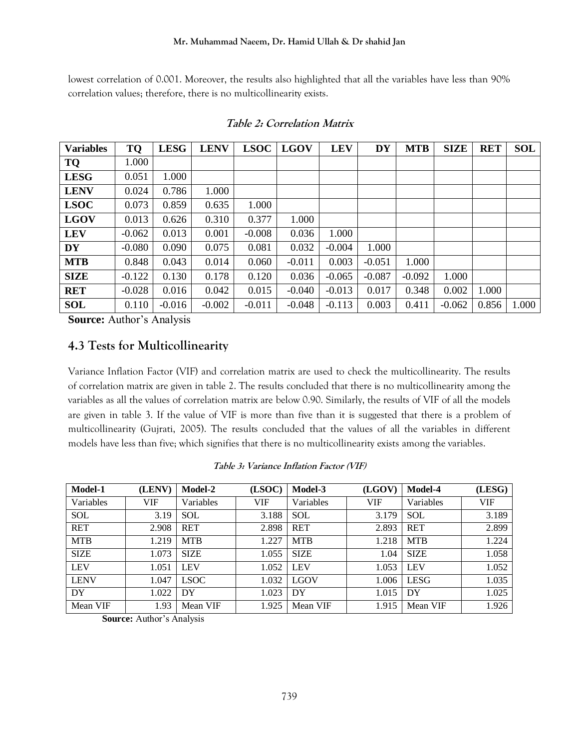lowest correlation of 0.001. Moreover, the results also highlighted that all the variables have less than 90% correlation values; therefore, there is no multicollinearity exists.

***Table 2: Correlation Matrix***

| Variables | TQ | LESG | LENV | LSOC | LGOV | LEV | DY | MTB | SIZE | RET | SOL |
|---|---|---|---|---|---|---|---|---|---|---|---|
| **TQ** | 1.000 | | | | | | | | | | |
| **LESG** | 0.051 | 1.000 | | | | | | | | | |
| **LENV** | 0.024 | 0.786 | 1.000 | | | | | | | | |
| **LSOC** | 0.073 | 0.859 | 0.635 | 1.000 | | | | | | | |
| **LGOV** | 0.013 | 0.626 | 0.310 | 0.377 | 1.000 | | | | | | |
| **LEV** | -0.062 | 0.013 | 0.001 | -0.008 | 0.036 | 1.000 | | | | | |
| **DY** | -0.080 | 0.090 | 0.075 | 0.081 | 0.032 | -0.004 | 1.000 | | | | |
| **MTB** | 0.848 | 0.043 | 0.014 | 0.060 | -0.011 | 0.003 | -0.051 | 1.000 | | | |
| **SIZE** | -0.122 | 0.130 | 0.178 | 0.120 | 0.036 | -0.065 | -0.087 | -0.092 | 1.000 | | |
| **RET** | -0.028 | 0.016 | 0.042 | 0.015 | -0.040 | -0.013 | 0.017 | 0.348 | 0.002 | 1.000 | |
| **SOL** | 0.110 | -0.016 | -0.002 | -0.011 | -0.048 | -0.113 | 0.003 | 0.411 | -0.062 | 0.856 | 1.000 |

**Source:** Author's Analysis

## 4.3 Tests for Multicollinearity

Variance Inflation Factor (VIF) and correlation matrix are used to check the multicollinearity. The results of correlation matrix are given in table 2. The results concluded that there is no multicollinearity among the variables as all the values of correlation matrix are below 0.90. Similarly, the results of VIF of all the models are given in table 3. If the value of VIF is more than five than it is suggested that there is a problem of multicollinearity (Gujrati, 2005). The results concluded that the values of all the variables in different models have less than five; which signifies that there is no multicollinearity exists among the variables.

***Table 3: Variance Inflation Factor (VIF)***

| Model-1 | (LENV) | Model-2 | (LSOC) | Model-3 | (LGOV) | Model-4 | (LESG) |
|---|---|---|---|---|---|---|---|
| Variables | VIF | Variables | VIF | Variables | VIF | Variables | VIF |
| SOL | 3.19 | SOL | 3.188 | SOL | 3.179 | SOL | 3.189 |
| RET | 2.908 | RET | 2.898 | RET | 2.893 | RET | 2.899 |
| MTB | 1.219 | MTB | 1.227 | MTB | 1.218 | MTB | 1.224 |
| SIZE | 1.073 | SIZE | 1.055 | SIZE | 1.04 | SIZE | 1.058 |
| LEV | 1.051 | LEV | 1.052 | LEV | 1.053 | LEV | 1.052 |
| LENV | 1.047 | LSOC | 1.032 | LGOV | 1.006 | LESG | 1.035 |
| DY | 1.022 | DY | 1.023 | DY | 1.015 | DY | 1.025 |
| Mean VIF | 1.93 | Mean VIF | 1.925 | Mean VIF | 1.915 | Mean VIF | 1.926 |

**Source:** Author's Analysis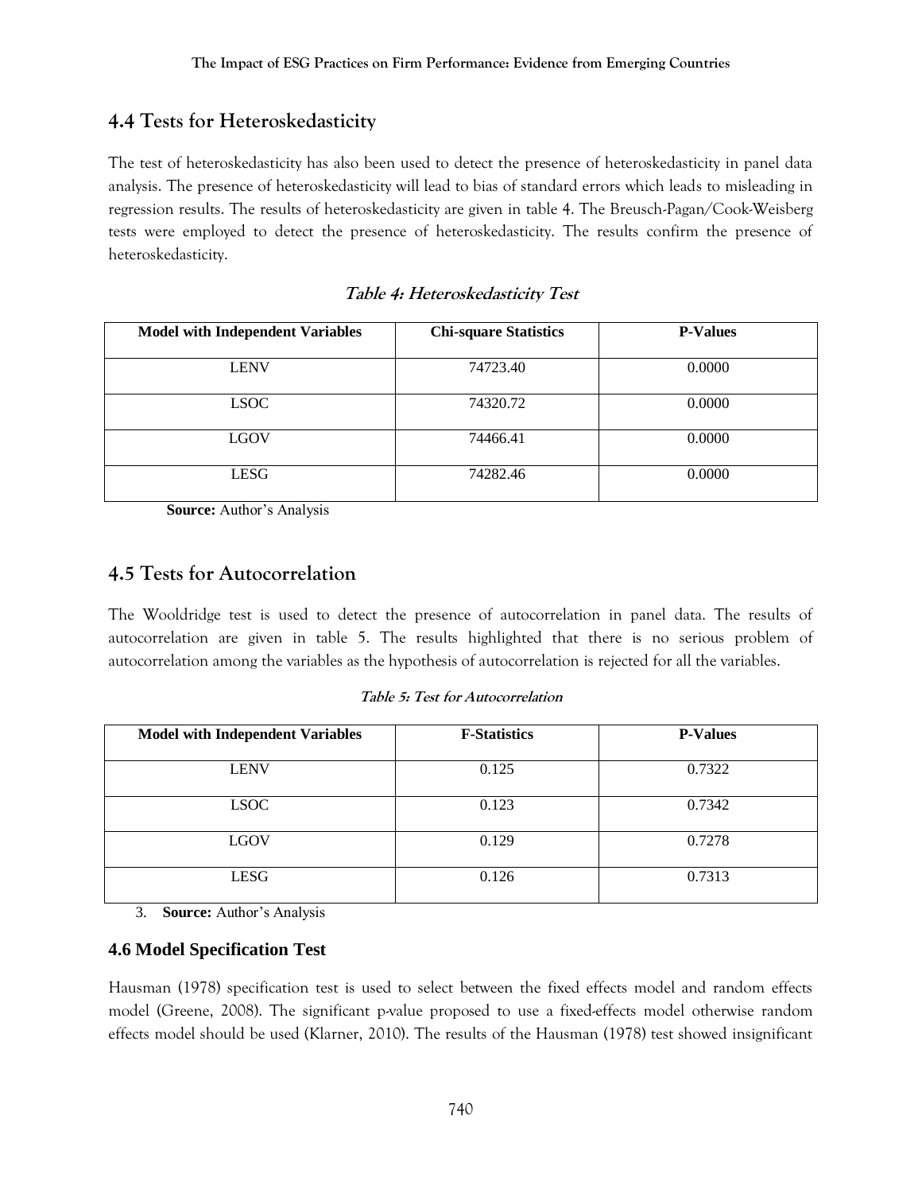## 4.4 Tests for Heteroskedasticity

The test of heteroskedasticity has also been used to detect the presence of heteroskedasticity in panel data analysis. The presence of heteroskedasticity will lead to bias of standard errors which leads to misleading in regression results. The results of heteroskedasticity are given in table 4. The Breusch-Pagan/Cook-Weisberg tests were employed to detect the presence of heteroskedasticity. The results confirm the presence of heteroskedasticity.

***Table 4: Heteroskedasticity Test***

| Model with Independent Variables | Chi-square Statistics | P-Values |
|---|---|---|
| LENV | 74723.40 | 0.0000 |
| LSOC | 74320.72 | 0.0000 |
| LGOV | 74466.41 | 0.0000 |
| LESG | 74282.46 | 0.0000 |

**Source:** Author's Analysis

## 4.5 Tests for Autocorrelation

The Wooldridge test is used to detect the presence of autocorrelation in panel data. The results of autocorrelation are given in table 5. The results highlighted that there is no serious problem of autocorrelation among the variables as the hypothesis of autocorrelation is rejected for all the variables.

***Table 5: Test for Autocorrelation***

| Model with Independent Variables | F-Statistics | P-Values |
|---|---|---|
| LENV | 0.125 | 0.7322 |
| LSOC | 0.123 | 0.7342 |
| LGOV | 0.129 | 0.7278 |
| LESG | 0.126 | 0.7313 |

3. **Source:** Author's Analysis

### 4.6 Model Specification Test

Hausman (1978) specification test is used to select between the fixed effects model and random effects model (Greene, 2008). The significant p-value proposed to use a fixed-effects model otherwise random effects model should be used (Klarner, 2010). The results of the Hausman (1978) test showed insignificant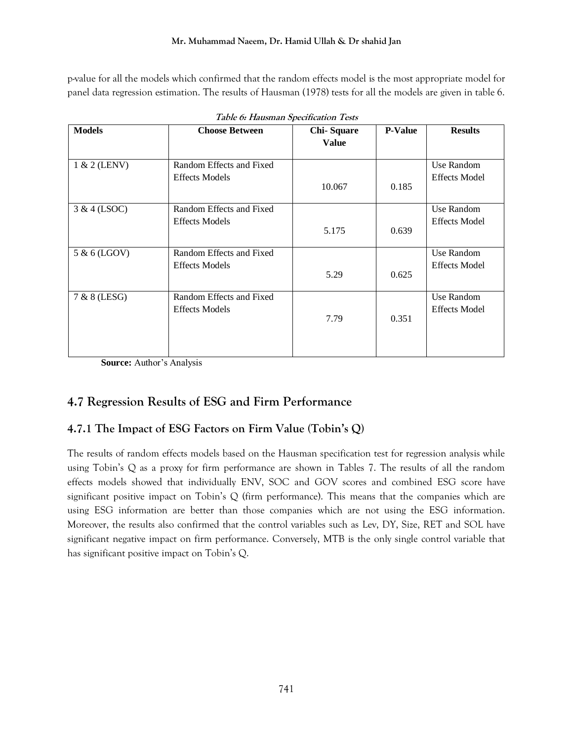p-value for all the models which confirmed that the random effects model is the most appropriate model for panel data regression estimation. The results of Hausman (1978) tests for all the models are given in table 6.

***Table 6: Hausman Specification Tests***

| Models | Choose Between | Chi- Square Value | P-Value | Results |
|---|---|---|---|---|
| 1 & 2 (LENV) | Random Effects and Fixed Effects Models | 10.067 | 0.185 | Use Random Effects Model |
| 3 & 4 (LSOC) | Random Effects and Fixed Effects Models | 5.175 | 0.639 | Use Random Effects Model |
| 5 & 6 (LGOV) | Random Effects and Fixed Effects Models | 5.29 | 0.625 | Use Random Effects Model |
| 7 & 8 (LESG) | Random Effects and Fixed Effects Models | 7.79 | 0.351 | Use Random Effects Model |

**Source:** Author's Analysis

## 4.7 Regression Results of ESG and Firm Performance

### 4.7.1 The Impact of ESG Factors on Firm Value (Tobin's Q)

The results of random effects models based on the Hausman specification test for regression analysis while using Tobin's Q as a proxy for firm performance are shown in Tables 7. The results of all the random effects models showed that individually ENV, SOC and GOV scores and combined ESG score have significant positive impact on Tobin's Q (firm performance). This means that the companies which are using ESG information are better than those companies which are not using the ESG information. Moreover, the results also confirmed that the control variables such as Lev, DY, Size, RET and SOL have significant negative impact on firm performance. Conversely, MTB is the only single control variable that has significant positive impact on Tobin's Q.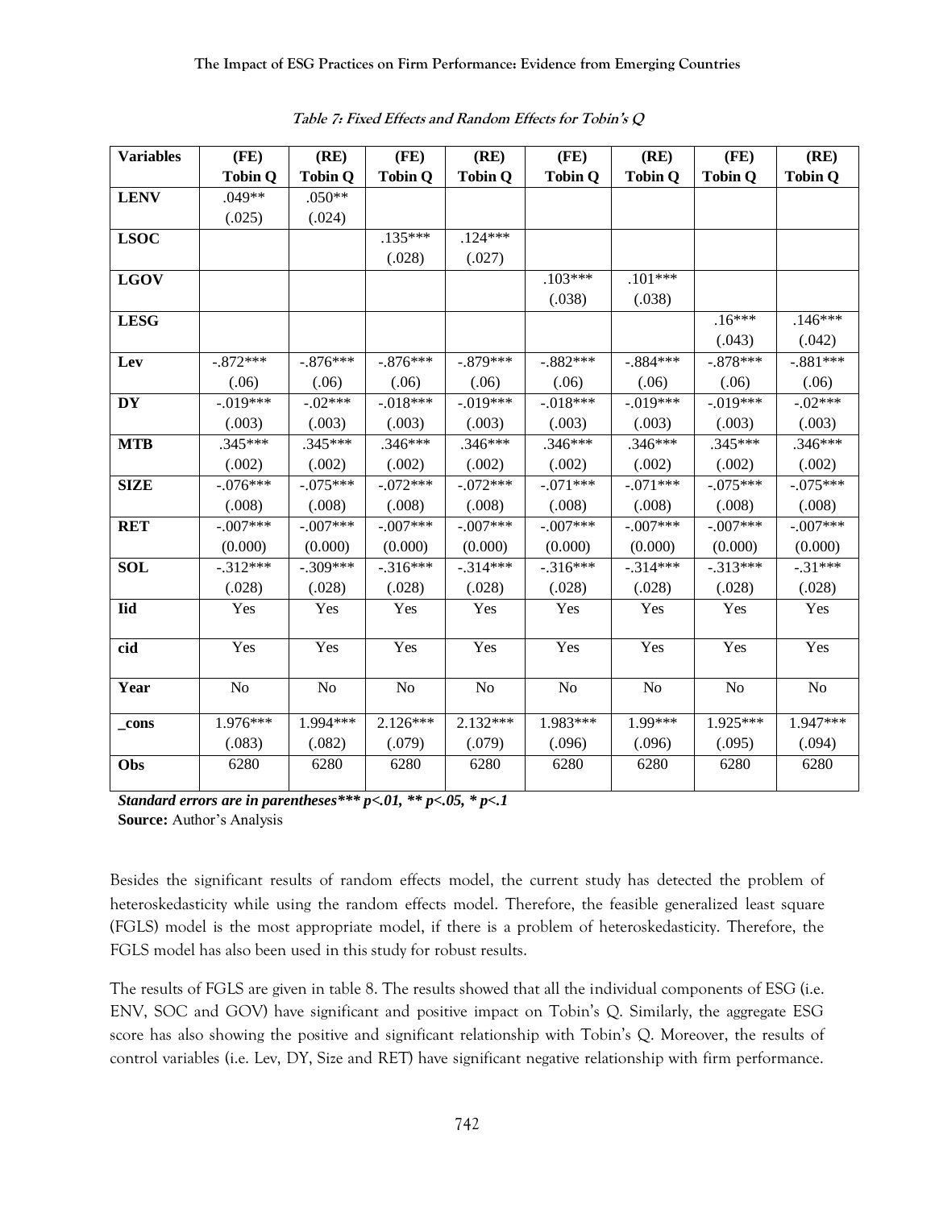*Table 7: Fixed Effects and Random Effects for Tobin's Q*

| Variables | (FE) Tobin Q | (RE) Tobin Q | (FE) Tobin Q | (RE) Tobin Q | (FE) Tobin Q | (RE) Tobin Q | (FE) Tobin Q | (RE) Tobin Q |
|---|---|---|---|---|---|---|---|---|
| **LENV** | .049** | .050** | | | | | | |
| | (.025) | (.024) | | | | | | |
| **LSOC** | | | .135*** | .124*** | | | | |
| | | | (.028) | (.027) | | | | |
| **LGOV** | | | | | .103*** | .101*** | | |
| | | | | | (.038) | (.038) | | |
| **LESG** | | | | | | | .16*** | .146*** |
| | | | | | | | (.043) | (.042) |
| **Lev** | -.872*** | -.876*** | -.876*** | -.879*** | -.882*** | -.884*** | -.878*** | -.881*** |
| | (.06) | (.06) | (.06) | (.06) | (.06) | (.06) | (.06) | (.06) |
| **DY** | -.019*** | -.02*** | -.018*** | -.019*** | -.018*** | -.019*** | -.019*** | -.02*** |
| | (.003) | (.003) | (.003) | (.003) | (.003) | (.003) | (.003) | (.003) |
| **MTB** | .345*** | .345*** | .346*** | .346*** | .346*** | .346*** | .345*** | .346*** |
| | (.002) | (.002) | (.002) | (.002) | (.002) | (.002) | (.002) | (.002) |
| **SIZE** | -.076*** | -.075*** | -.072*** | -.072*** | -.071*** | -.071*** | -.075*** | -.075*** |
| | (.008) | (.008) | (.008) | (.008) | (.008) | (.008) | (.008) | (.008) |
| **RET** | -.007*** | -.007*** | -.007*** | -.007*** | -.007*** | -.007*** | -.007*** | -.007*** |
| | (0.000) | (0.000) | (0.000) | (0.000) | (0.000) | (0.000) | (0.000) | (0.000) |
| **SOL** | -.312*** | -.309*** | -.316*** | -.314*** | -.316*** | -.314*** | -.313*** | -.31*** |
| | (.028) | (.028) | (.028) | (.028) | (.028) | (.028) | (.028) | (.028) |
| **Iid** | Yes | Yes | Yes | Yes | Yes | Yes | Yes | Yes |
| **cid** | Yes | Yes | Yes | Yes | Yes | Yes | Yes | Yes |
| **Year** | No | No | No | No | No | No | No | No |
| **_cons** | 1.976*** | 1.994*** | 2.126*** | 2.132*** | 1.983*** | 1.99*** | 1.925*** | 1.947*** |
| | (.083) | (.082) | (.079) | (.079) | (.096) | (.096) | (.095) | (.094) |
| **Obs** | 6280 | 6280 | 6280 | 6280 | 6280 | 6280 | 6280 | 6280 |

***Standard errors are in parentheses*** p<.01, ** p<.05, * p<.1***

**Source:** Author's Analysis

Besides the significant results of random effects model, the current study has detected the problem of heteroskedasticity while using the random effects model. Therefore, the feasible generalized least square (FGLS) model is the most appropriate model, if there is a problem of heteroskedasticity. Therefore, the FGLS model has also been used in this study for robust results.

The results of FGLS are given in table 8. The results showed that all the individual components of ESG (i.e. ENV, SOC and GOV) have significant and positive impact on Tobin's Q. Similarly, the aggregate ESG score has also showing the positive and significant relationship with Tobin's Q. Moreover, the results of control variables (i.e. Lev, DY, Size and RET) have significant negative relationship with firm performance.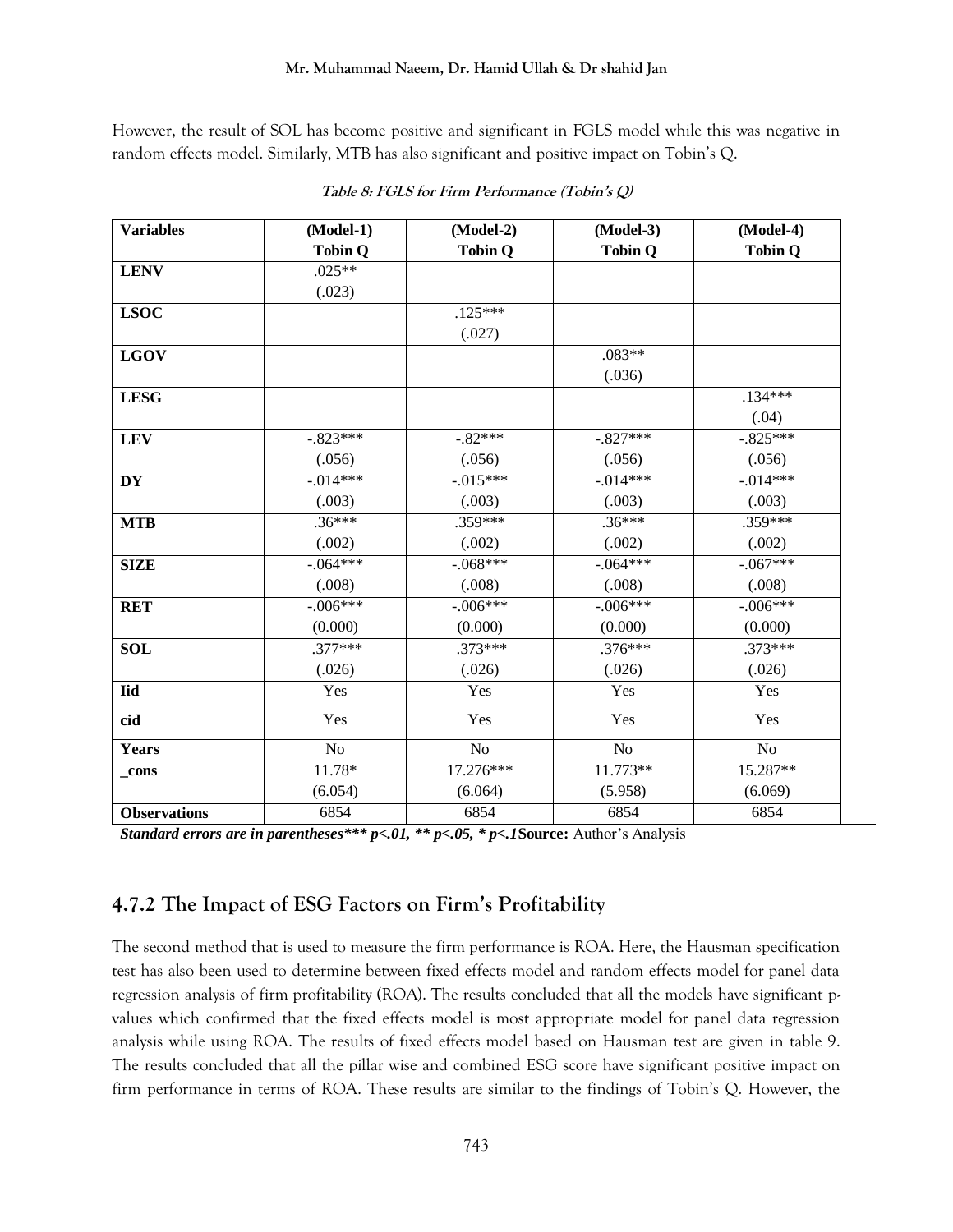However, the result of SOL has become positive and significant in FGLS model while this was negative in random effects model. Similarly, MTB has also significant and positive impact on Tobin's Q.

***Table 8: FGLS for Firm Performance (Tobin's Q)***

| **Variables** | **(Model-1) Tobin Q** | **(Model-2) Tobin Q** | **(Model-3) Tobin Q** | **(Model-4) Tobin Q** |
|---|---|---|---|---|
| **LENV** | .025** | | | |
| | (.023) | | | |
| **LSOC** | | .125*** | | |
| | | (.027) | | |
| **LGOV** | | | .083** | |
| | | | (.036) | |
| **LESG** | | | | .134*** |
| | | | | (.04) |
| **LEV** | -.823*** | -.82*** | -.827*** | -.825*** |
| | (.056) | (.056) | (.056) | (.056) |
| **DY** | -.014*** | -.015*** | -.014*** | -.014*** |
| | (.003) | (.003) | (.003) | (.003) |
| **MTB** | .36*** | .359*** | .36*** | .359*** |
| | (.002) | (.002) | (.002) | (.002) |
| **SIZE** | -.064*** | -.068*** | -.064*** | -.067*** |
| | (.008) | (.008) | (.008) | (.008) |
| **RET** | -.006*** | -.006*** | -.006*** | -.006*** |
| | (0.000) | (0.000) | (0.000) | (0.000) |
| **SOL** | .377*** | .373*** | .376*** | .373*** |
| | (.026) | (.026) | (.026) | (.026) |
| **Iid** | Yes | Yes | Yes | Yes |
| **cid** | Yes | Yes | Yes | Yes |
| **Years** | No | No | No | No |
| **_cons** | 11.78* | 17.276*** | 11.773** | 15.287** |
| | (6.054) | (6.064) | (5.958) | (6.069) |
| **Observations** | 6854 | 6854 | 6854 | 6854 |

***Standard errors are in parentheses*** $p<.01$, ** $p<.05$, * $p<.1$*** **Source:** Author's Analysis

## 4.7.2 The Impact of ESG Factors on Firm's Profitability

The second method that is used to measure the firm performance is ROA. Here, the Hausman specification test has also been used to determine between fixed effects model and random effects model for panel data regression analysis of firm profitability (ROA). The results concluded that all the models have significant p-values which confirmed that the fixed effects model is most appropriate model for panel data regression analysis while using ROA. The results of fixed effects model based on Hausman test are given in table 9. The results concluded that all the pillar wise and combined ESG score have significant positive impact on firm performance in terms of ROA. These results are similar to the findings of Tobin's Q. However, the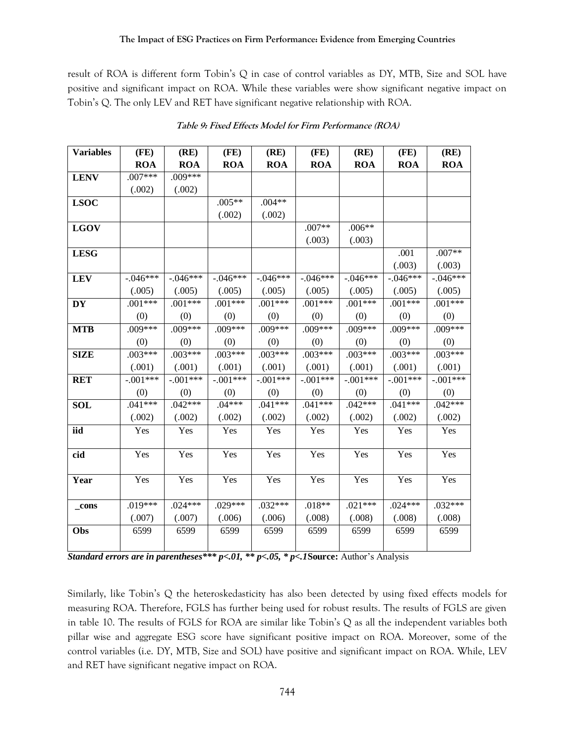result of ROA is different form Tobin's Q in case of control variables as DY, MTB, Size and SOL have positive and significant impact on ROA. While these variables were show significant negative impact on Tobin's Q. The only LEV and RET have significant negative relationship with ROA.

***Table 9: Fixed Effects Model for Firm Performance (ROA)***

| Variables | (FE) ROA | (RE) ROA | (FE) ROA | (RE) ROA | (FE) ROA | (RE) ROA | (FE) ROA | (RE) ROA |
|---|---|---|---|---|---|---|---|---|
| **LENV** | .007*** | .009*** | | | | | | |
| | (.002) | (.002) | | | | | | |
| **LSOC** | | | .005** | .004** | | | | |
| | | | (.002) | (.002) | | | | |
| **LGOV** | | | | | .007** | .006** | | |
| | | | | | (.003) | (.003) | | |
| **LESG** | | | | | | | .001 | .007** |
| | | | | | | | (.003) | (.003) |
| **LEV** | -.046*** | -.046*** | -.046*** | -.046*** | -.046*** | -.046*** | -.046*** | -.046*** |
| | (.005) | (.005) | (.005) | (.005) | (.005) | (.005) | (.005) | (.005) |
| **DY** | .001*** | .001*** | .001*** | .001*** | .001*** | .001*** | .001*** | .001*** |
| | (0) | (0) | (0) | (0) | (0) | (0) | (0) | (0) |
| **MTB** | .009*** | .009*** | .009*** | .009*** | .009*** | .009*** | .009*** | .009*** |
| | (0) | (0) | (0) | (0) | (0) | (0) | (0) | (0) |
| **SIZE** | .003*** | .003*** | .003*** | .003*** | .003*** | .003*** | .003*** | .003*** |
| | (.001) | (.001) | (.001) | (.001) | (.001) | (.001) | (.001) | (.001) |
| **RET** | -.001*** | -.001*** | -.001*** | -.001*** | -.001*** | -.001*** | -.001*** | -.001*** |
| | (0) | (0) | (0) | (0) | (0) | (0) | (0) | (0) |
| **SOL** | .041*** | .042*** | .04*** | .041*** | .041*** | .042*** | .041*** | .042*** |
| | (.002) | (.002) | (.002) | (.002) | (.002) | (.002) | (.002) | (.002) |
| **iid** | Yes | Yes | Yes | Yes | Yes | Yes | Yes | Yes |
| **cid** | Yes | Yes | Yes | Yes | Yes | Yes | Yes | Yes |
| **Year** | Yes | Yes | Yes | Yes | Yes | Yes | Yes | Yes |
| **_cons** | .019*** | .024*** | .029*** | .032*** | .018** | .021*** | .024*** | .032*** |
| | (.007) | (.007) | (.006) | (.006) | (.008) | (.008) | (.008) | (.008) |
| **Obs** | 6599 | 6599 | 6599 | 6599 | 6599 | 6599 | 6599 | 6599 |

***Standard errors are in parentheses*** ***p<.01, ** p<.05, * p<.1*** **Source:** Author's Analysis

Similarly, like Tobin's Q the heteroskedasticity has also been detected by using fixed effects models for measuring ROA. Therefore, FGLS has further being used for robust results. The results of FGLS are given in table 10. The results of FGLS for ROA are similar like Tobin's Q as all the independent variables both pillar wise and aggregate ESG score have significant positive impact on ROA. Moreover, some of the control variables (i.e. DY, MTB, Size and SOL) have positive and significant impact on ROA. While, LEV and RET have significant negative impact on ROA.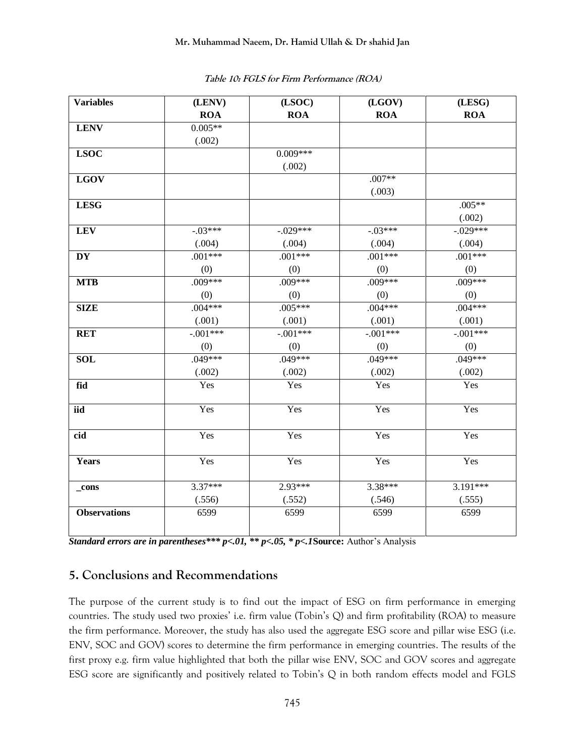**Table 10: FGLS for Firm Performance (ROA)**

| Variables | (LENV) ROA | (LSOC) ROA | (LGOV) ROA | (LESG) ROA |
|---|---|---|---|---|
| **LENV** | 0.005** (.002) | | | |
| **LSOC** | | 0.009*** (.002) | | |
| **LGOV** | | | .007** (.003) | |
| **LESG** | | | | .005** (.002) |
| **LEV** | -.03*** (.004) | -.029*** (.004) | -.03*** (.004) | -.029*** (.004) |
| **DY** | .001*** (0) | .001*** (0) | .001*** (0) | .001*** (0) |
| **MTB** | .009*** (0) | .009*** (0) | .009*** (0) | .009*** (0) |
| **SIZE** | .004*** (.001) | .005*** (.001) | .004*** (.001) | .004*** (.001) |
| **RET** | -.001*** (0) | -.001*** (0) | -.001*** (0) | -.001*** (0) |
| **SOL** | .049*** (.002) | .049*** (.002) | .049*** (.002) | .049*** (.002) |
| **fid** | Yes | Yes | Yes | Yes |
| **iid** | Yes | Yes | Yes | Yes |
| **cid** | Yes | Yes | Yes | Yes |
| **Years** | Yes | Yes | Yes | Yes |
| **_cons** | 3.37*** (.556) | 2.93*** (.552) | 3.38*** (.546) | 3.191*** (.555) |
| **Observations** | 6599 | 6599 | 6599 | 6599 |

***Standard errors are in parentheses*** p<.01, ** p<.05, * p<.1*** **Source:** Author's Analysis

## 5. Conclusions and Recommendations

The purpose of the current study is to find out the impact of ESG on firm performance in emerging countries. The study used two proxies' i.e. firm value (Tobin's Q) and firm profitability (ROA) to measure the firm performance. Moreover, the study has also used the aggregate ESG score and pillar wise ESG (i.e. ENV, SOC and GOV) scores to determine the firm performance in emerging countries. The results of the first proxy e.g. firm value highlighted that both the pillar wise ENV, SOC and GOV scores and aggregate ESG score are significantly and positively related to Tobin's Q in both random effects model and FGLS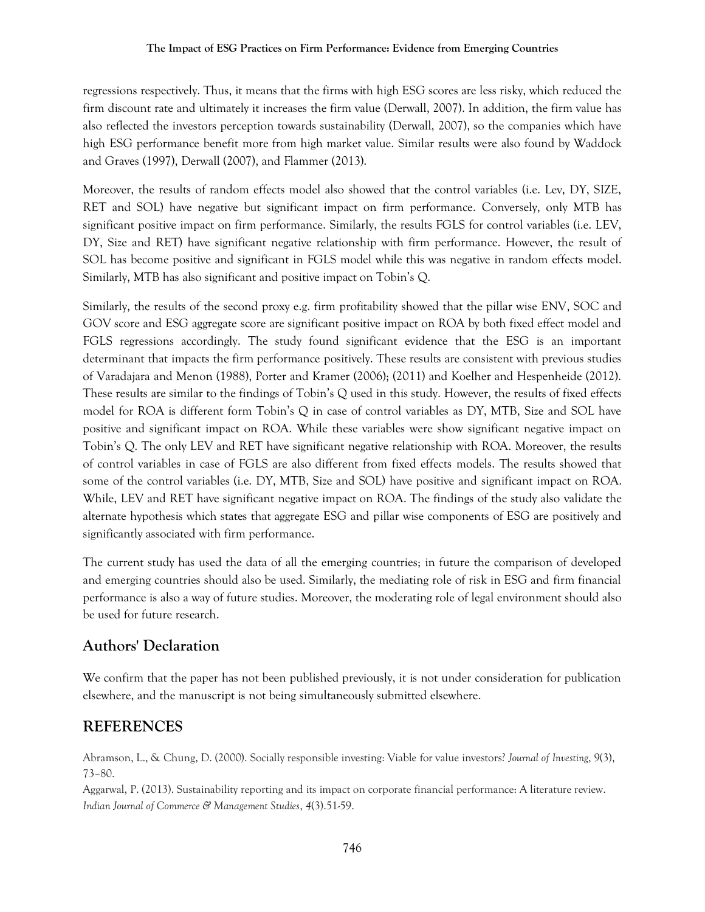regressions respectively. Thus, it means that the firms with high ESG scores are less risky, which reduced the firm discount rate and ultimately it increases the firm value (Derwall, 2007). In addition, the firm value has also reflected the investors perception towards sustainability (Derwall, 2007), so the companies which have high ESG performance benefit more from high market value. Similar results were also found by Waddock and Graves (1997), Derwall (2007), and Flammer (2013).

Moreover, the results of random effects model also showed that the control variables (i.e. Lev, DY, SIZE, RET and SOL) have negative but significant impact on firm performance. Conversely, only MTB has significant positive impact on firm performance. Similarly, the results FGLS for control variables (i.e. LEV, DY, Size and RET) have significant negative relationship with firm performance. However, the result of SOL has become positive and significant in FGLS model while this was negative in random effects model. Similarly, MTB has also significant and positive impact on Tobin's Q.

Similarly, the results of the second proxy e.g. firm profitability showed that the pillar wise ENV, SOC and GOV score and ESG aggregate score are significant positive impact on ROA by both fixed effect model and FGLS regressions accordingly. The study found significant evidence that the ESG is an important determinant that impacts the firm performance positively. These results are consistent with previous studies of Varadajara and Menon (1988), Porter and Kramer (2006); (2011) and Koelher and Hespenheide (2012). These results are similar to the findings of Tobin's Q used in this study. However, the results of fixed effects model for ROA is different form Tobin's Q in case of control variables as DY, MTB, Size and SOL have positive and significant impact on ROA. While these variables were show significant negative impact on Tobin's Q. The only LEV and RET have significant negative relationship with ROA. Moreover, the results of control variables in case of FGLS are also different from fixed effects models. The results showed that some of the control variables (i.e. DY, MTB, Size and SOL) have positive and significant impact on ROA. While, LEV and RET have significant negative impact on ROA. The findings of the study also validate the alternate hypothesis which states that aggregate ESG and pillar wise components of ESG are positively and significantly associated with firm performance.

The current study has used the data of all the emerging countries; in future the comparison of developed and emerging countries should also be used. Similarly, the mediating role of risk in ESG and firm financial performance is also a way of future studies. Moreover, the moderating role of legal environment should also be used for future research.

## Authors' Declaration

We confirm that the paper has not been published previously, it is not under consideration for publication elsewhere, and the manuscript is not being simultaneously submitted elsewhere.

## REFERENCES

Abramson, L., & Chung, D. (2000). Socially responsible investing: Viable for value investors? *Journal of Investing*, 9(3), 73–80.

Aggarwal, P. (2013). Sustainability reporting and its impact on corporate financial performance: A literature review. *Indian Journal of Commerce & Management Studies*, *4*(3).51-59.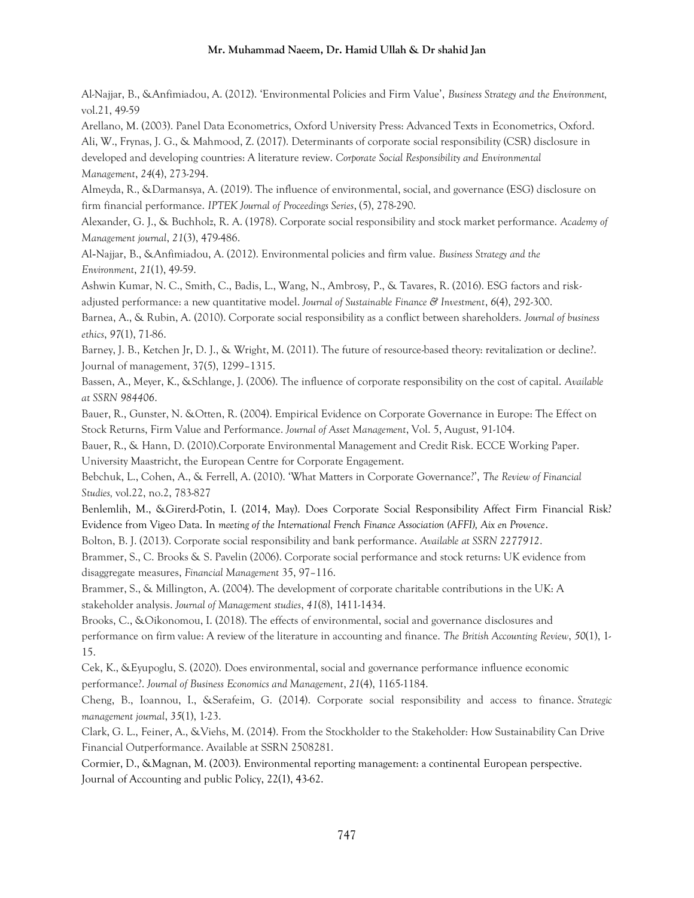Al-Najjar, B., &Anfimiadou, A. (2012). 'Environmental Policies and Firm Value', *Business Strategy and the Environment,* vol.21, 49-59

Arellano, M. (2003). Panel Data Econometrics, Oxford University Press: Advanced Texts in Econometrics, Oxford.

Ali, W., Frynas, J. G., & Mahmood, Z. (2017). Determinants of corporate social responsibility (CSR) disclosure in developed and developing countries: A literature review. *Corporate Social Responsibility and Environmental Management*, *24*(4), 273-294.

Almeyda, R., &Darmansya, A. (2019). The influence of environmental, social, and governance (ESG) disclosure on firm financial performance. *IPTEK Journal of Proceedings Series*, (5), 278-290.

Alexander, G. J., & Buchholz, R. A. (1978). Corporate social responsibility and stock market performance. *Academy of Management journal*, *21*(3), 479-486.

Al-Najjar, B., &Anfimiadou, A. (2012). Environmental policies and firm value. *Business Strategy and the Environment*, *21*(1), 49-59.

Ashwin Kumar, N. C., Smith, C., Badis, L., Wang, N., Ambrosy, P., & Tavares, R. (2016). ESG factors and risk-adjusted performance: a new quantitative model. *Journal of Sustainable Finance & Investment*, *6*(4), 292-300.

Barnea, A., & Rubin, A. (2010). Corporate social responsibility as a conflict between shareholders. *Journal of business ethics*, *97*(1), 71-86.

Barney, J. B., Ketchen Jr, D. J., & Wright, M. (2011). The future of resource-based theory: revitalization or decline?. Journal of management, 37(5), 1299–1315.

Bassen, A., Meyer, K., &Schlange, J. (2006). The influence of corporate responsibility on the cost of capital. *Available at SSRN 984406*.

Bauer, R., Gunster, N. &Otten, R. (2004). Empirical Evidence on Corporate Governance in Europe: The Effect on Stock Returns, Firm Value and Performance. *Journal of Asset Management*, Vol. 5, August, 91-104.

Bauer, R., & Hann, D. (2010).Corporate Environmental Management and Credit Risk. ECCE Working Paper. University Maastricht, the European Centre for Corporate Engagement.

Bebchuk, L., Cohen, A., & Ferrell, A. (2010). 'What Matters in Corporate Governance?', *The Review of Financial Studies,* vol.22, no.2, 783-827

Benlemlih, M., &Girerd-Potin, I. (2014, May). Does Corporate Social Responsibility Affect Firm Financial Risk? Evidence from Vigeo Data. In *meeting of the International French Finance Association (AFFI), Aix en Provence*.

Bolton, B. J. (2013). Corporate social responsibility and bank performance. *Available at SSRN 2277912*.

Brammer, S., C. Brooks & S. Pavelin (2006). Corporate social performance and stock returns: UK evidence from disaggregate measures, *Financial Management* 35, 97–116.

Brammer, S., & Millington, A. (2004). The development of corporate charitable contributions in the UK: A stakeholder analysis. *Journal of Management studies*, *41*(8), 1411-1434.

Brooks, C., &Oikonomou, I. (2018). The effects of environmental, social and governance disclosures and performance on firm value: A review of the literature in accounting and finance. *The British Accounting Review*, *50*(1), 1-15.

Cek, K., &Eyupoglu, S. (2020). Does environmental, social and governance performance influence economic performance?. *Journal of Business Economics and Management*, *21*(4), 1165-1184.

Cheng, B., Ioannou, I., &Serafeim, G. (2014). Corporate social responsibility and access to finance. *Strategic management journal*, *35*(1), 1-23.

Clark, G. L., Feiner, A., &Viehs, M. (2014). From the Stockholder to the Stakeholder: How Sustainability Can Drive Financial Outperformance. Available at SSRN 2508281.

Cormier, D., &Magnan, M. (2003). Environmental reporting management: a continental European perspective. Journal of Accounting and public Policy, 22(1), 43-62.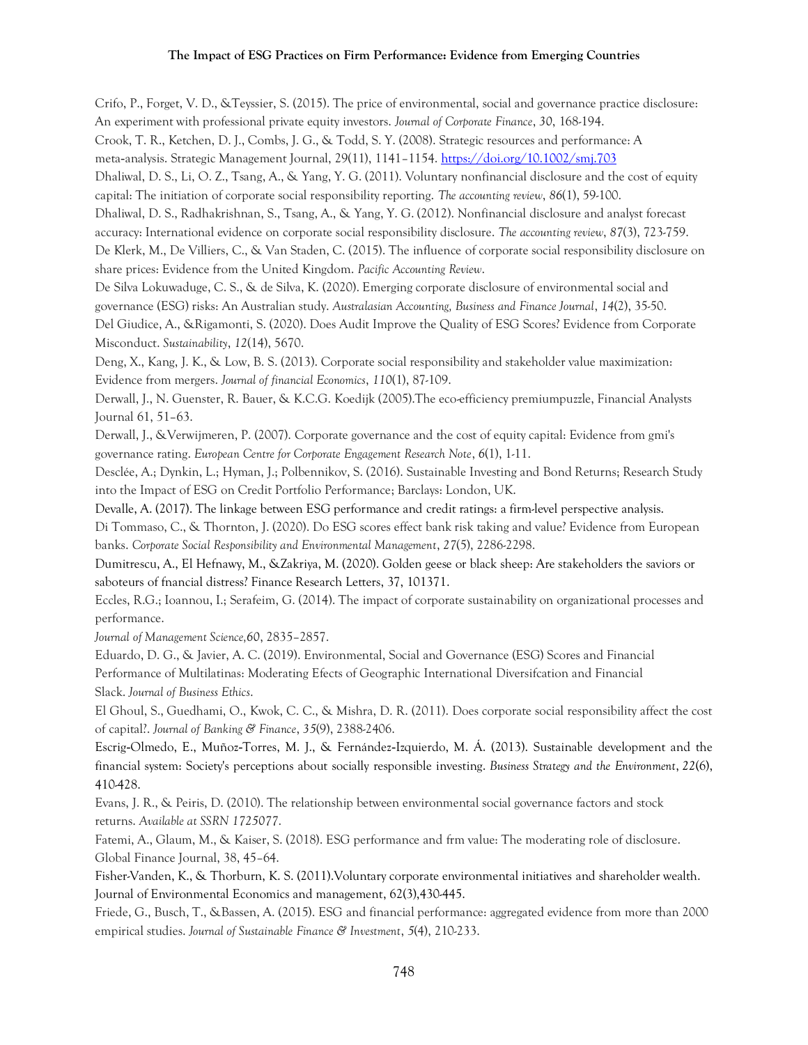Crifo, P., Forget, V. D., &Teyssier, S. (2015). The price of environmental, social and governance practice disclosure: An experiment with professional private equity investors. *Journal of Corporate Finance*, *30*, 168-194.

Crook, T. R., Ketchen, D. J., Combs, J. G., & Todd, S. Y. (2008). Strategic resources and performance: A meta-analysis. Strategic Management Journal, 29(11), 1141–1154. https://doi.org/10.1002/smj.703

Dhaliwal, D. S., Li, O. Z., Tsang, A., & Yang, Y. G. (2011). Voluntary nonfinancial disclosure and the cost of equity capital: The initiation of corporate social responsibility reporting. *The accounting review*, *86*(1), 59-100.

Dhaliwal, D. S., Radhakrishnan, S., Tsang, A., & Yang, Y. G. (2012). Nonfinancial disclosure and analyst forecast accuracy: International evidence on corporate social responsibility disclosure. *The accounting review*, *87*(3), 723-759.

De Klerk, M., De Villiers, C., & Van Staden, C. (2015). The influence of corporate social responsibility disclosure on share prices: Evidence from the United Kingdom. *Pacific Accounting Review*.

De Silva Lokuwaduge, C. S., & de Silva, K. (2020). Emerging corporate disclosure of environmental social and governance (ESG) risks: An Australian study. *Australasian Accounting, Business and Finance Journal*, *14*(2), 35-50.

Del Giudice, A., &Rigamonti, S. (2020). Does Audit Improve the Quality of ESG Scores? Evidence from Corporate Misconduct. *Sustainability*, *12*(14), 5670.

Deng, X., Kang, J. K., & Low, B. S. (2013). Corporate social responsibility and stakeholder value maximization: Evidence from mergers. *Journal of financial Economics*, *110*(1), 87-109.

Derwall, J., N. Guenster, R. Bauer, & K.C.G. Koedijk (2005).The eco-efficiency premiumpuzzle, Financial Analysts Journal 61, 51–63.

Derwall, J., &Verwijmeren, P. (2007). Corporate governance and the cost of equity capital: Evidence from gmi's governance rating. *European Centre for Corporate Engagement Research Note*, *6*(1), 1-11.

Desclée, A.; Dynkin, L.; Hyman, J.; Polbennikov, S. (2016). Sustainable Investing and Bond Returns; Research Study into the Impact of ESG on Credit Portfolio Performance; Barclays: London, UK.

Devalle, A. (2017). The linkage between ESG performance and credit ratings: a firm-level perspective analysis.

Di Tommaso, C., & Thornton, J. (2020). Do ESG scores effect bank risk taking and value? Evidence from European banks. *Corporate Social Responsibility and Environmental Management*, *27*(5), 2286-2298.

Dumitrescu, A., El Hefnawy, M., &Zakriya, M. (2020). Golden geese or black sheep: Are stakeholders the saviors or saboteurs of fnancial distress? Finance Research Letters, 37, 101371.

Eccles, R.G.; Ioannou, I.; Serafeim, G. (2014). The impact of corporate sustainability on organizational processes and performance.

*Journal of Management Science,*60, 2835–2857.

Eduardo, D. G., & Javier, A. C. (2019). Environmental, Social and Governance (ESG) Scores and Financial Performance of Multilatinas: Moderating Efects of Geographic International Diversifcation and Financial Slack. *Journal of Business Ethics*.

El Ghoul, S., Guedhami, O., Kwok, C. C., & Mishra, D. R. (2011). Does corporate social responsibility affect the cost of capital?. *Journal of Banking & Finance*, *35*(9), 2388-2406.

Escrig-Olmedo, E., Muñoz-Torres, M. J., & Fernández-Izquierdo, M. Á. (2013). Sustainable development and the financial system: Society's perceptions about socially responsible investing. *Business Strategy and the Environment*, *22*(6), 410-428.

Evans, J. R., & Peiris, D. (2010). The relationship between environmental social governance factors and stock returns. *Available at SSRN 1725077*.

Fatemi, A., Glaum, M., & Kaiser, S. (2018). ESG performance and frm value: The moderating role of disclosure. Global Finance Journal, 38, 45–64.

Fisher-Vanden, K., & Thorburn, K. S. (2011).Voluntary corporate environmental initiatives and shareholder wealth. Journal of Environmental Economics and management, 62(3),430-445.

Friede, G., Busch, T., &Bassen, A. (2015). ESG and financial performance: aggregated evidence from more than 2000 empirical studies. *Journal of Sustainable Finance & Investment*, *5*(4), 210-233.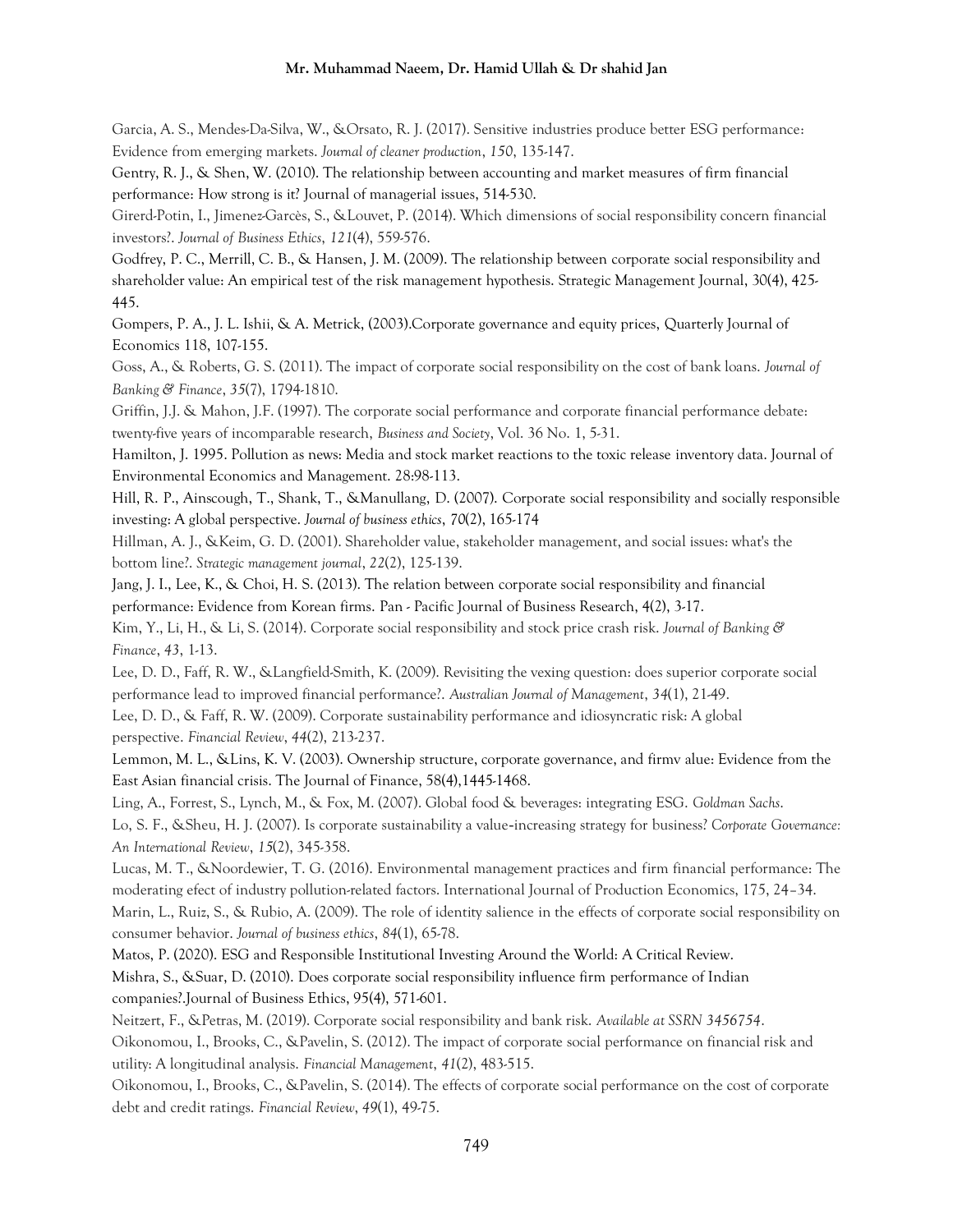Garcia, A. S., Mendes-Da-Silva, W., &Orsato, R. J. (2017). Sensitive industries produce better ESG performance: Evidence from emerging markets. *Journal of cleaner production*, *150*, 135-147.

Gentry, R. J., & Shen, W. (2010). The relationship between accounting and market measures of firm financial performance: How strong is it? Journal of managerial issues, 514-530.

Girerd-Potin, I., Jimenez-Garcès, S., &Louvet, P. (2014). Which dimensions of social responsibility concern financial investors?. *Journal of Business Ethics*, *121*(4), 559-576.

Godfrey, P. C., Merrill, C. B., & Hansen, J. M. (2009). The relationship between corporate social responsibility and shareholder value: An empirical test of the risk management hypothesis. Strategic Management Journal, 30(4), 425-445.

Gompers, P. A., J. L. Ishii, & A. Metrick, (2003).Corporate governance and equity prices, Quarterly Journal of Economics 118, 107-155.

Goss, A., & Roberts, G. S. (2011). The impact of corporate social responsibility on the cost of bank loans. *Journal of Banking & Finance*, *35*(7), 1794-1810.

Griffin, J.J. & Mahon, J.F. (1997). The corporate social performance and corporate financial performance debate: twenty-five years of incomparable research, *Business and Society*, Vol. 36 No. 1, 5-31.

Hamilton, J. 1995. Pollution as news: Media and stock market reactions to the toxic release inventory data. Journal of Environmental Economics and Management. 28:98-113.

Hill, R. P., Ainscough, T., Shank, T., &Manullang, D. (2007). Corporate social responsibility and socially responsible investing: A global perspective. *Journal of business ethics*, *70*(2), 165-174

Hillman, A. J., &Keim, G. D. (2001). Shareholder value, stakeholder management, and social issues: what's the bottom line?. *Strategic management journal*, *22*(2), 125-139.

Jang, J. I., Lee, K., & Choi, H. S. (2013). The relation between corporate social responsibility and financial performance: Evidence from Korean firms. Pan - Pacific Journal of Business Research, 4(2), 3-17.

Kim, Y., Li, H., & Li, S. (2014). Corporate social responsibility and stock price crash risk. *Journal of Banking & Finance*, *43*, 1-13.

Lee, D. D., Faff, R. W., &Langfield-Smith, K. (2009). Revisiting the vexing question: does superior corporate social performance lead to improved financial performance?. *Australian Journal of Management*, *34*(1), 21-49.

Lee, D. D., & Faff, R. W. (2009). Corporate sustainability performance and idiosyncratic risk: A global perspective. *Financial Review*, *44*(2), 213-237.

Lemmon, M. L., &Lins, K. V. (2003). Ownership structure, corporate governance, and firmv alue: Evidence from the East Asian financial crisis. The Journal of Finance, 58(4),1445-1468.

Ling, A., Forrest, S., Lynch, M., & Fox, M. (2007). Global food & beverages: integrating ESG. *Goldman Sachs*.

Lo, S. F., &Sheu, H. J. (2007). Is corporate sustainability a value-increasing strategy for business? *Corporate Governance: An International Review*, *15*(2), 345-358.

Lucas, M. T., &Noordewier, T. G. (2016). Environmental management practices and firm financial performance: The moderating efect of industry pollution-related factors. International Journal of Production Economics, 175, 24–34.

Marin, L., Ruiz, S., & Rubio, A. (2009). The role of identity salience in the effects of corporate social responsibility on consumer behavior. *Journal of business ethics*, *84*(1), 65-78.

Matos, P. (2020). ESG and Responsible Institutional Investing Around the World: A Critical Review.

Mishra, S., &Suar, D. (2010). Does corporate social responsibility influence firm performance of Indian companies?.Journal of Business Ethics, 95(4), 571-601.

Neitzert, F., &Petras, M. (2019). Corporate social responsibility and bank risk. *Available at SSRN 3456754*.

Oikonomou, I., Brooks, C., &Pavelin, S. (2012). The impact of corporate social performance on financial risk and utility: A longitudinal analysis. *Financial Management*, *41*(2), 483-515.

Oikonomou, I., Brooks, C., &Pavelin, S. (2014). The effects of corporate social performance on the cost of corporate debt and credit ratings. *Financial Review*, *49*(1), 49-75.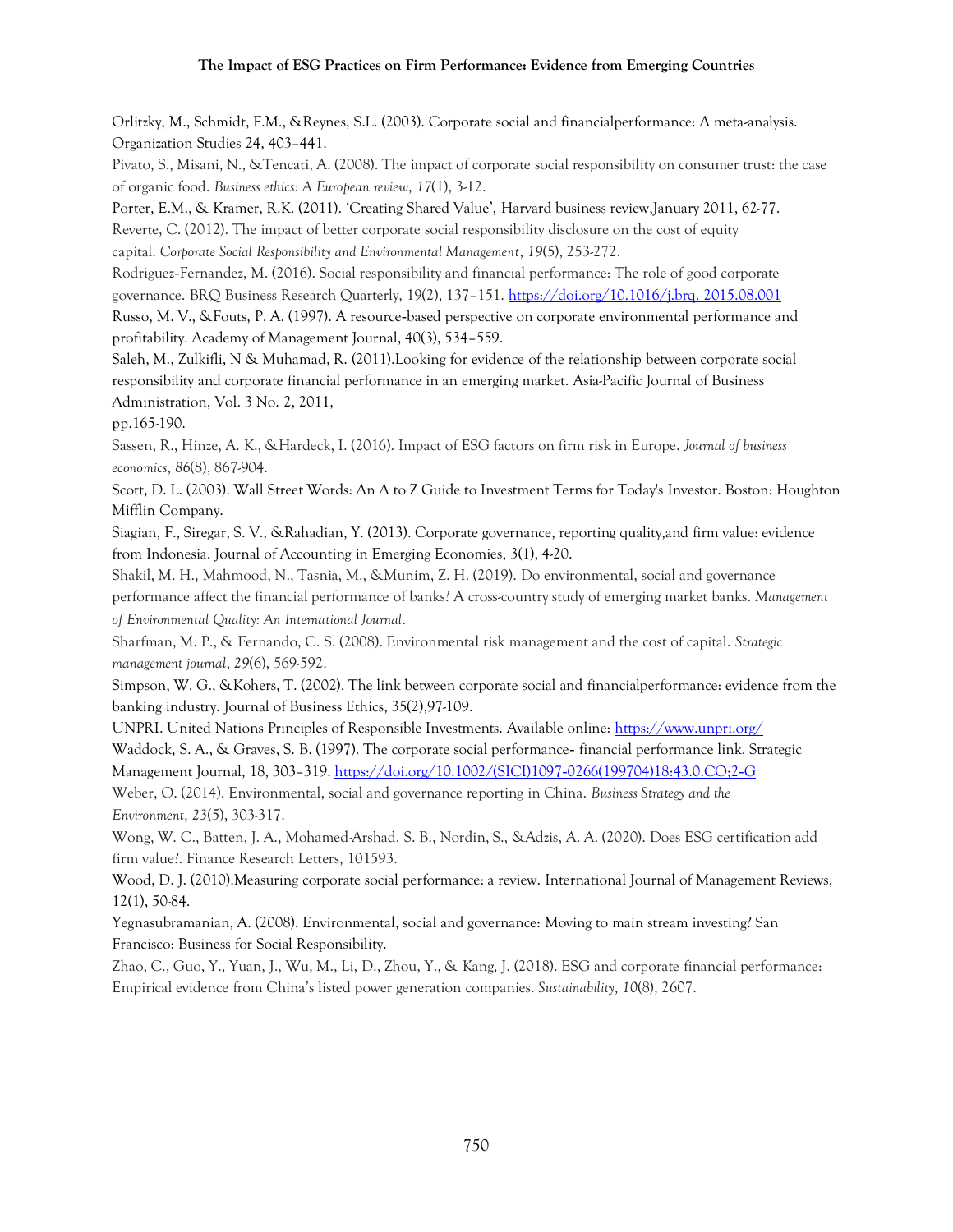Orlitzky, M., Schmidt, F.M., &Reynes, S.L. (2003). Corporate social and financialperformance: A meta-analysis. Organization Studies 24, 403–441.

Pivato, S., Misani, N., &Tencati, A. (2008). The impact of corporate social responsibility on consumer trust: the case of organic food. *Business ethics: A European review*, *17*(1), 3-12.

Porter, E.M., & Kramer, R.K. (2011). 'Creating Shared Value', Harvard business review,January 2011, 62-77.

Reverte, C. (2012). The impact of better corporate social responsibility disclosure on the cost of equity capital. *Corporate Social Responsibility and Environmental Management*, *19*(5), 253-272.

Rodriguez-Fernandez, M. (2016). Social responsibility and financial performance: The role of good corporate governance. BRQ Business Research Quarterly, 19(2), 137–151. https://doi.org/10.1016/j.brq. 2015.08.001

Russo, M. V., &Fouts, P. A. (1997). A resource-based perspective on corporate environmental performance and profitability. Academy of Management Journal, 40(3), 534–559.

Saleh, M., Zulkifli, N & Muhamad, R. (2011).Looking for evidence of the relationship between corporate social responsibility and corporate financial performance in an emerging market. Asia-Pacific Journal of Business Administration, Vol. 3 No. 2, 2011,
pp.165-190.

Sassen, R., Hinze, A. K., &Hardeck, I. (2016). Impact of ESG factors on firm risk in Europe. *Journal of business economics*, *86*(8), 867-904.

Scott, D. L. (2003). Wall Street Words: An A to Z Guide to Investment Terms for Today's Investor. Boston: Houghton Mifflin Company.

Siagian, F., Siregar, S. V., &Rahadian, Y. (2013). Corporate governance, reporting quality,and firm value: evidence from Indonesia. Journal of Accounting in Emerging Economies, 3(1), 4-20.

Shakil, M. H., Mahmood, N., Tasnia, M., &Munim, Z. H. (2019). Do environmental, social and governance performance affect the financial performance of banks? A cross-country study of emerging market banks. *Management of Environmental Quality: An International Journal*.

Sharfman, M. P., & Fernando, C. S. (2008). Environmental risk management and the cost of capital. *Strategic management journal*, *29*(6), 569-592.

Simpson, W. G., &Kohers, T. (2002). The link between corporate social and financialperformance: evidence from the banking industry. Journal of Business Ethics, 35(2),97-109.

UNPRI. United Nations Principles of Responsible Investments. Available online: https://www.unpri.org/

Waddock, S. A., & Graves, S. B. (1997). The corporate social performance- financial performance link. Strategic Management Journal, 18, 303–319. https://doi.org/10.1002/(SICI)1097-0266(199704)18:43.0.CO;2-G

Weber, O. (2014). Environmental, social and governance reporting in China. *Business Strategy and the Environment*, *23*(5), 303-317.

Wong, W. C., Batten, J. A., Mohamed-Arshad, S. B., Nordin, S., &Adzis, A. A. (2020). Does ESG certification add firm value?. Finance Research Letters, 101593.

Wood, D. J. (2010).Measuring corporate social performance: a review. International Journal of Management Reviews, 12(1), 50-84.

Yegnasubramanian, A. (2008). Environmental, social and governance: Moving to main stream investing? San Francisco: Business for Social Responsibility.

Zhao, C., Guo, Y., Yuan, J., Wu, M., Li, D., Zhou, Y., & Kang, J. (2018). ESG and corporate financial performance: Empirical evidence from China's listed power generation companies. *Sustainability*, *10*(8), 2607.